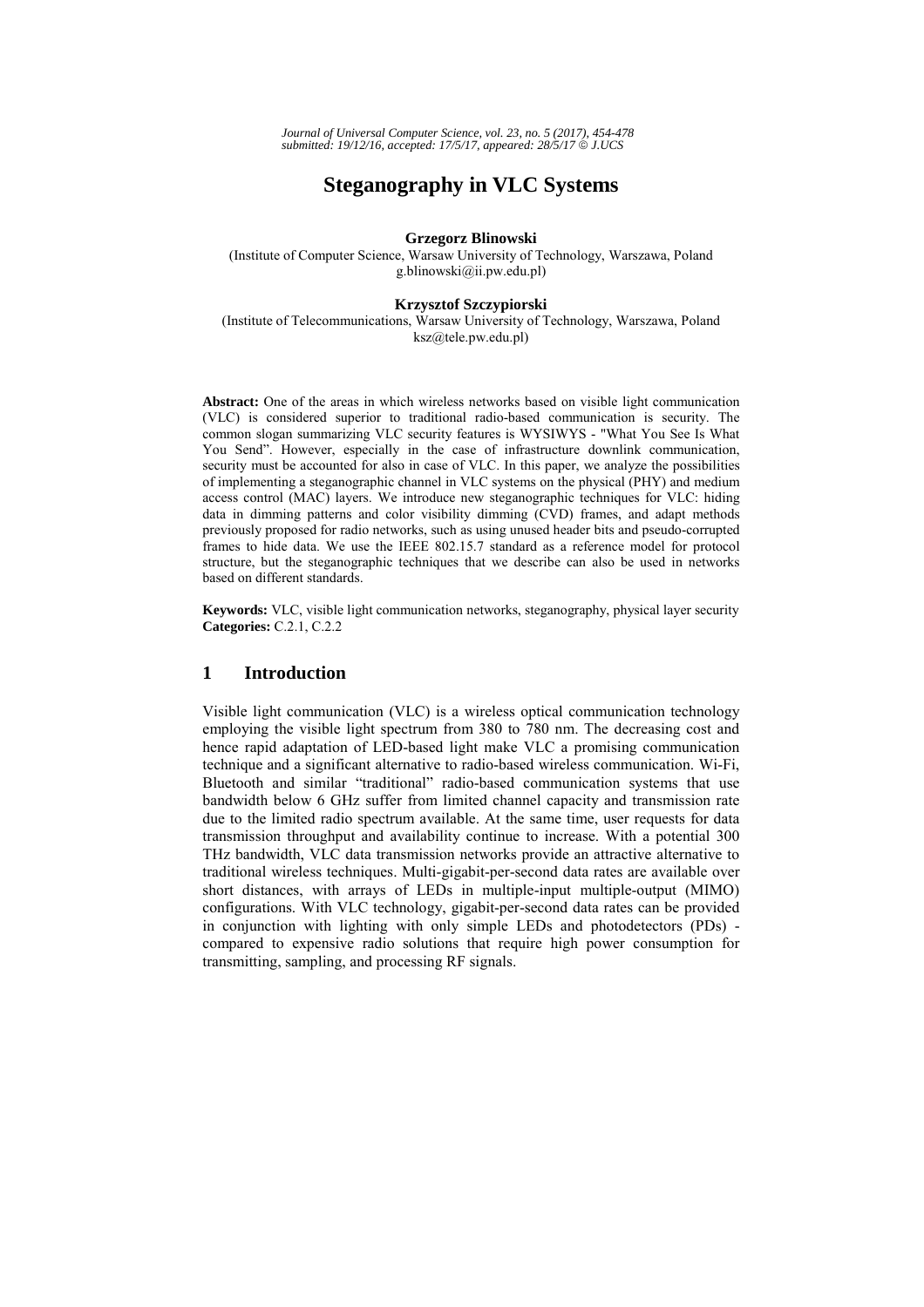# Steganography in VLC Systems

**Grzegorz Blinowski**
(Institute of Computer Science, Warsaw University of Technology, Warszawa, Poland
g.blinowski@ii.pw.edu.pl)

**Krzysztof Szczypiorski**
(Institute of Telecommunications, Warsaw University of Technology, Warszawa, Poland
ksz@tele.pw.edu.pl)

**Abstract:** One of the areas in which wireless networks based on visible light communication (VLC) is considered superior to traditional radio-based communication is security. The common slogan summarizing VLC security features is WYSIWYS - "What You See Is What You Send". However, especially in the case of infrastructure downlink communication, security must be accounted for also in case of VLC. In this paper, we analyze the possibilities of implementing a steganographic channel in VLC systems on the physical (PHY) and medium access control (MAC) layers. We introduce new steganographic techniques for VLC: hiding data in dimming patterns and color visibility dimming (CVD) frames, and adapt methods previously proposed for radio networks, such as using unused header bits and pseudo-corrupted frames to hide data. We use the IEEE 802.15.7 standard as a reference model for protocol structure, but the steganographic techniques that we describe can also be used in networks based on different standards.

**Keywords:** VLC, visible light communication networks, steganography, physical layer security
**Categories:** C.2.1, C.2.2

## 1 Introduction

Visible light communication (VLC) is a wireless optical communication technology employing the visible light spectrum from 380 to 780 nm. The decreasing cost and hence rapid adaptation of LED-based light make VLC a promising communication technique and a significant alternative to radio-based wireless communication. Wi-Fi, Bluetooth and similar "traditional" radio-based communication systems that use bandwidth below 6 GHz suffer from limited channel capacity and transmission rate due to the limited radio spectrum available. At the same time, user requests for data transmission throughput and availability continue to increase. With a potential 300 THz bandwidth, VLC data transmission networks provide an attractive alternative to traditional wireless techniques. Multi-gigabit-per-second data rates are available over short distances, with arrays of LEDs in multiple-input multiple-output (MIMO) configurations. With VLC technology, gigabit-per-second data rates can be provided in conjunction with lighting with only simple LEDs and photodetectors (PDs) - compared to expensive radio solutions that require high power consumption for transmitting, sampling, and processing RF signals.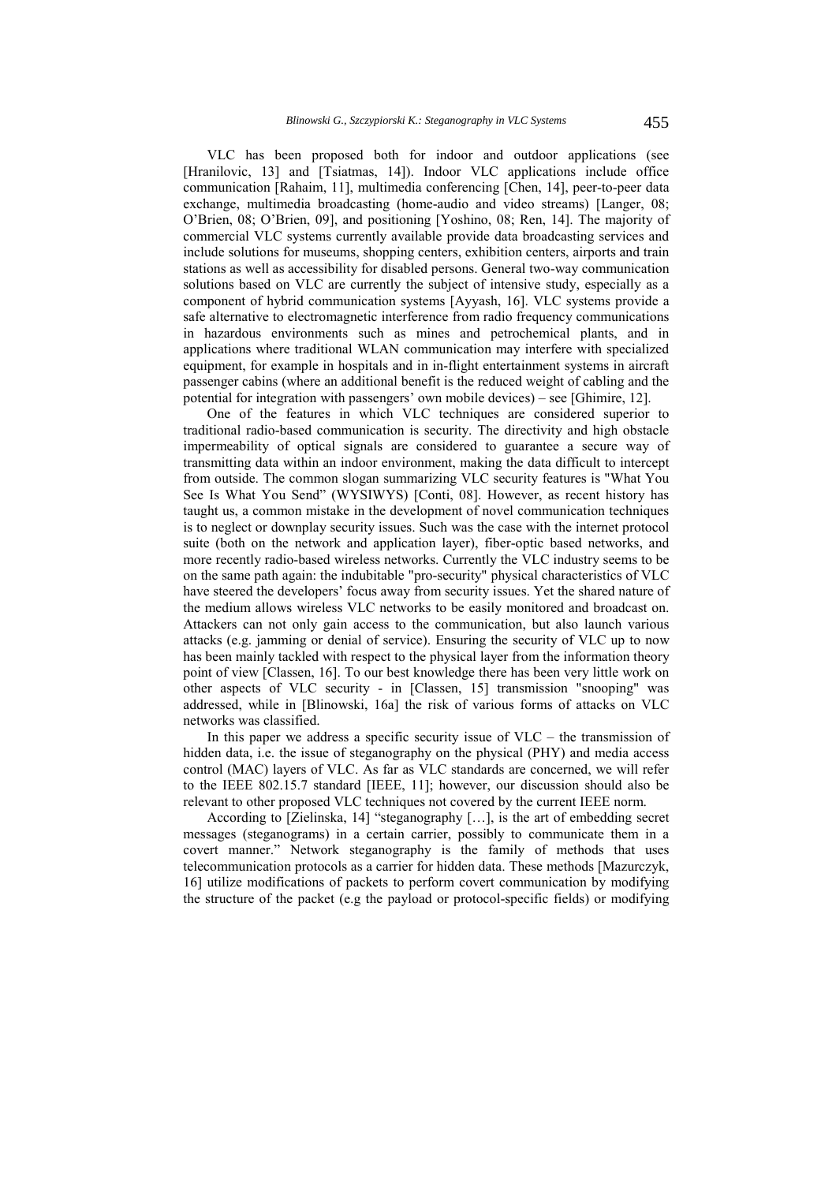VLC has been proposed both for indoor and outdoor applications (see [Hranilovic, 13] and [Tsiatmas, 14]). Indoor VLC applications include office communication [Rahaim, 11], multimedia conferencing [Chen, 14], peer-to-peer data exchange, multimedia broadcasting (home-audio and video streams) [Langer, 08; O'Brien, 08; O'Brien, 09], and positioning [Yoshino, 08; Ren, 14]. The majority of commercial VLC systems currently available provide data broadcasting services and include solutions for museums, shopping centers, exhibition centers, airports and train stations as well as accessibility for disabled persons. General two-way communication solutions based on VLC are currently the subject of intensive study, especially as a component of hybrid communication systems [Ayyash, 16]. VLC systems provide a safe alternative to electromagnetic interference from radio frequency communications in hazardous environments such as mines and petrochemical plants, and in applications where traditional WLAN communication may interfere with specialized equipment, for example in hospitals and in in-flight entertainment systems in aircraft passenger cabins (where an additional benefit is the reduced weight of cabling and the potential for integration with passengers' own mobile devices) – see [Ghimire, 12].

One of the features in which VLC techniques are considered superior to traditional radio-based communication is security. The directivity and high obstacle impermeability of optical signals are considered to guarantee a secure way of transmitting data within an indoor environment, making the data difficult to intercept from outside. The common slogan summarizing VLC security features is "What You See Is What You Send" (WYSIWYS) [Conti, 08]. However, as recent history has taught us, a common mistake in the development of novel communication techniques is to neglect or downplay security issues. Such was the case with the internet protocol suite (both on the network and application layer), fiber-optic based networks, and more recently radio-based wireless networks. Currently the VLC industry seems to be on the same path again: the indubitable "pro-security" physical characteristics of VLC have steered the developers' focus away from security issues. Yet the shared nature of the medium allows wireless VLC networks to be easily monitored and broadcast on. Attackers can not only gain access to the communication, but also launch various attacks (e.g. jamming or denial of service). Ensuring the security of VLC up to now has been mainly tackled with respect to the physical layer from the information theory point of view [Classen, 16]. To our best knowledge there has been very little work on other aspects of VLC security - in [Classen, 15] transmission "snooping" was addressed, while in [Blinowski, 16a] the risk of various forms of attacks on VLC networks was classified.

In this paper we address a specific security issue of VLC – the transmission of hidden data, i.e. the issue of steganography on the physical (PHY) and media access control (MAC) layers of VLC. As far as VLC standards are concerned, we will refer to the IEEE 802.15.7 standard [IEEE, 11]; however, our discussion should also be relevant to other proposed VLC techniques not covered by the current IEEE norm.

According to [Zielinska, 14] "steganography […], is the art of embedding secret messages (steganograms) in a certain carrier, possibly to communicate them in a covert manner." Network steganography is the family of methods that uses telecommunication protocols as a carrier for hidden data. These methods [Mazurczyk, 16] utilize modifications of packets to perform covert communication by modifying the structure of the packet (e.g the payload or protocol-specific fields) or modifying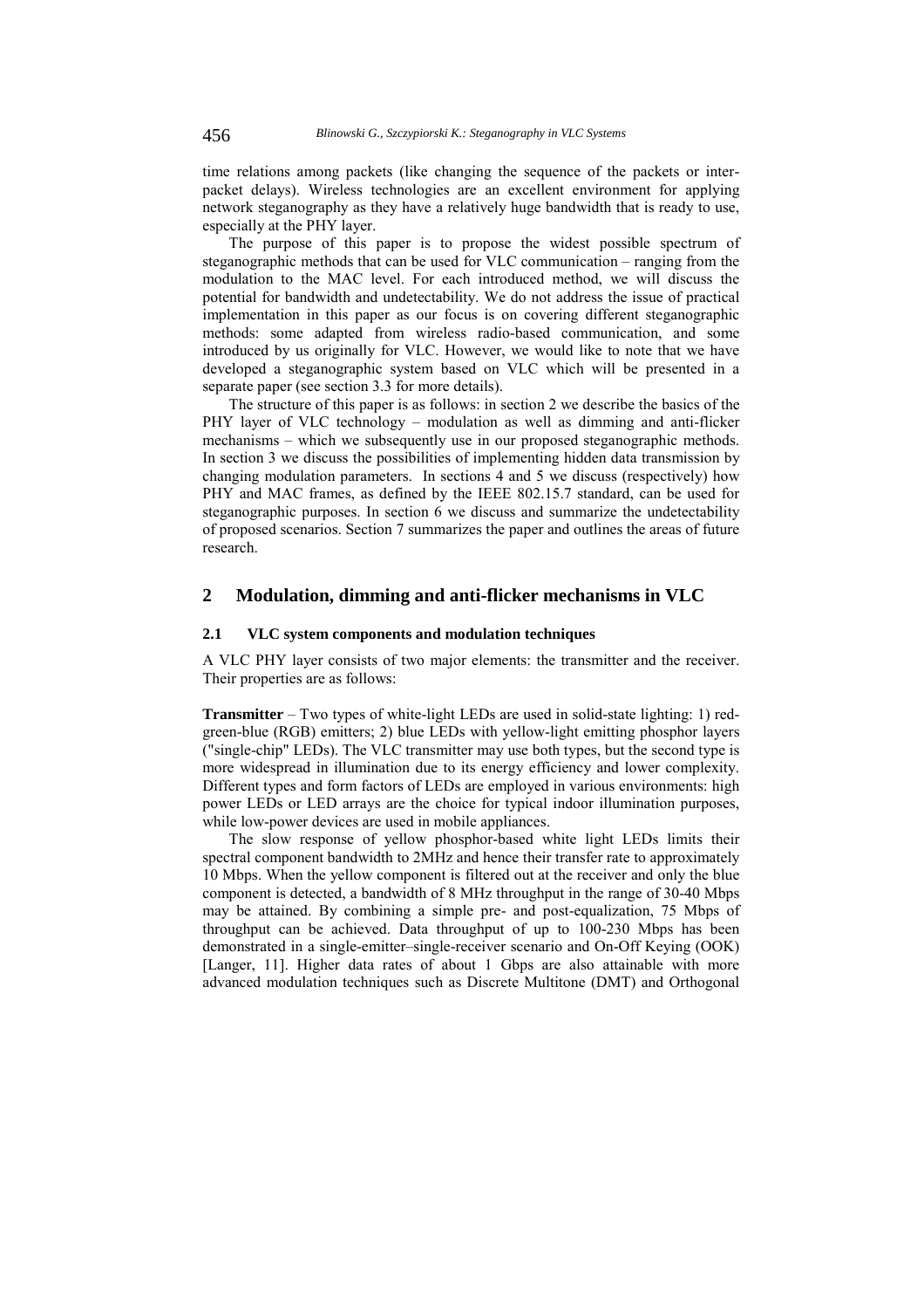time relations among packets (like changing the sequence of the packets or inter-packet delays). Wireless technologies are an excellent environment for applying network steganography as they have a relatively huge bandwidth that is ready to use, especially at the PHY layer.

The purpose of this paper is to propose the widest possible spectrum of steganographic methods that can be used for VLC communication – ranging from the modulation to the MAC level. For each introduced method, we will discuss the potential for bandwidth and undetectability. We do not address the issue of practical implementation in this paper as our focus is on covering different steganographic methods: some adapted from wireless radio-based communication, and some introduced by us originally for VLC. However, we would like to note that we have developed a steganographic system based on VLC which will be presented in a separate paper (see section 3.3 for more details).

The structure of this paper is as follows: in section 2 we describe the basics of the PHY layer of VLC technology – modulation as well as dimming and anti-flicker mechanisms – which we subsequently use in our proposed steganographic methods. In section 3 we discuss the possibilities of implementing hidden data transmission by changing modulation parameters. In sections 4 and 5 we discuss (respectively) how PHY and MAC frames, as defined by the IEEE 802.15.7 standard, can be used for steganographic purposes. In section 6 we discuss and summarize the undetectability of proposed scenarios. Section 7 summarizes the paper and outlines the areas of future research.

## 2 Modulation, dimming and anti-flicker mechanisms in VLC

### 2.1 VLC system components and modulation techniques

A VLC PHY layer consists of two major elements: the transmitter and the receiver. Their properties are as follows:

**Transmitter** – Two types of white-light LEDs are used in solid-state lighting: 1) red-green-blue (RGB) emitters; 2) blue LEDs with yellow-light emitting phosphor layers ("single-chip" LEDs). The VLC transmitter may use both types, but the second type is more widespread in illumination due to its energy efficiency and lower complexity. Different types and form factors of LEDs are employed in various environments: high power LEDs or LED arrays are the choice for typical indoor illumination purposes, while low-power devices are used in mobile appliances.

The slow response of yellow phosphor-based white light LEDs limits their spectral component bandwidth to 2MHz and hence their transfer rate to approximately 10 Mbps. When the yellow component is filtered out at the receiver and only the blue component is detected, a bandwidth of 8 MHz throughput in the range of 30-40 Mbps may be attained. By combining a simple pre- and post-equalization, 75 Mbps of throughput can be achieved. Data throughput of up to 100-230 Mbps has been demonstrated in a single-emitter–single-receiver scenario and On-Off Keying (OOK) [Langer, 11]. Higher data rates of about 1 Gbps are also attainable with more advanced modulation techniques such as Discrete Multitone (DMT) and Orthogonal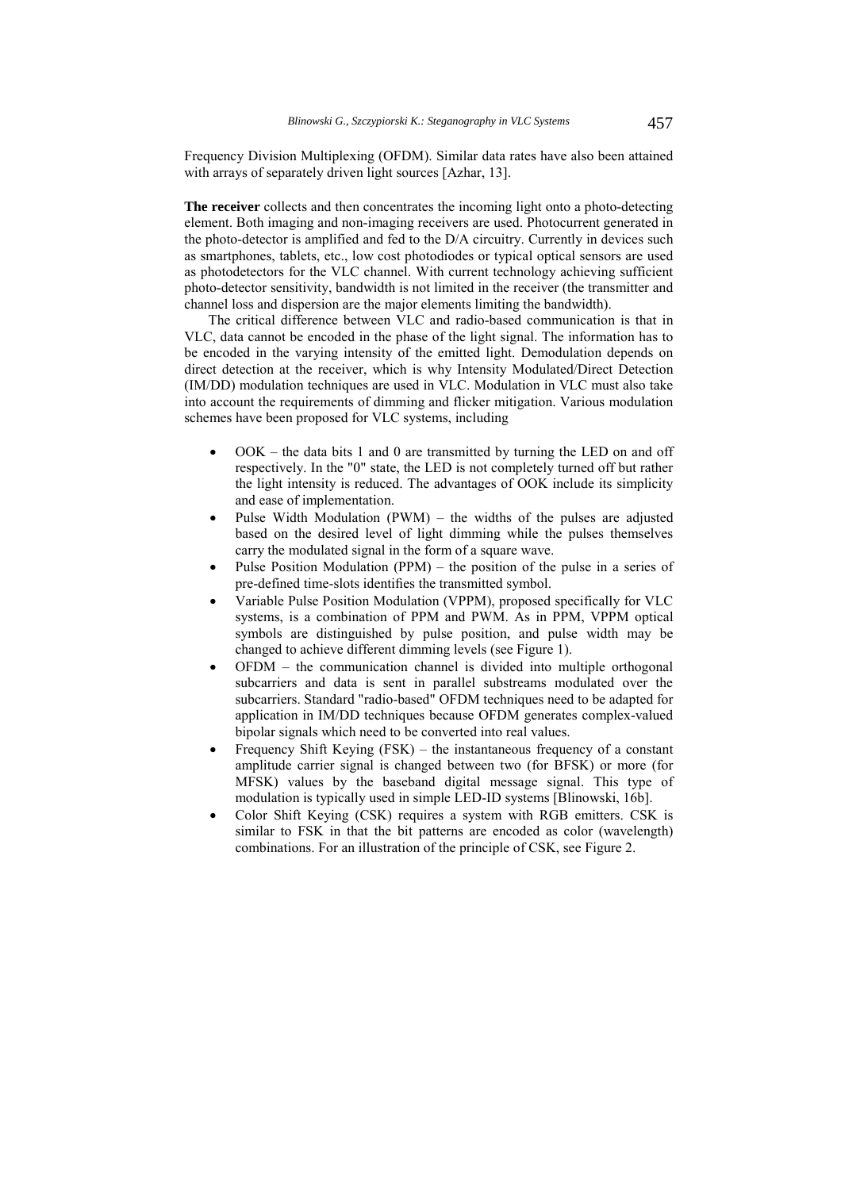Frequency Division Multiplexing (OFDM). Similar data rates have also been attained with arrays of separately driven light sources [Azhar, 13].

**The receiver** collects and then concentrates the incoming light onto a photo-detecting element. Both imaging and non-imaging receivers are used. Photocurrent generated in the photo-detector is amplified and fed to the D/A circuitry. Currently in devices such as smartphones, tablets, etc., low cost photodiodes or typical optical sensors are used as photodetectors for the VLC channel. With current technology achieving sufficient photo-detector sensitivity, bandwidth is not limited in the receiver (the transmitter and channel loss and dispersion are the major elements limiting the bandwidth).

The critical difference between VLC and radio-based communication is that in VLC, data cannot be encoded in the phase of the light signal. The information has to be encoded in the varying intensity of the emitted light. Demodulation depends on direct detection at the receiver, which is why Intensity Modulated/Direct Detection (IM/DD) modulation techniques are used in VLC. Modulation in VLC must also take into account the requirements of dimming and flicker mitigation. Various modulation schemes have been proposed for VLC systems, including

- OOK – the data bits 1 and 0 are transmitted by turning the LED on and off respectively. In the "0" state, the LED is not completely turned off but rather the light intensity is reduced. The advantages of OOK include its simplicity and ease of implementation.
- Pulse Width Modulation (PWM) – the widths of the pulses are adjusted based on the desired level of light dimming while the pulses themselves carry the modulated signal in the form of a square wave.
- Pulse Position Modulation (PPM) – the position of the pulse in a series of pre-defined time-slots identifies the transmitted symbol.
- Variable Pulse Position Modulation (VPPM), proposed specifically for VLC systems, is a combination of PPM and PWM. As in PPM, VPPM optical symbols are distinguished by pulse position, and pulse width may be changed to achieve different dimming levels (see Figure 1).
- OFDM – the communication channel is divided into multiple orthogonal subcarriers and data is sent in parallel substreams modulated over the subcarriers. Standard "radio-based" OFDM techniques need to be adapted for application in IM/DD techniques because OFDM generates complex-valued bipolar signals which need to be converted into real values.
- Frequency Shift Keying (FSK) – the instantaneous frequency of a constant amplitude carrier signal is changed between two (for BFSK) or more (for MFSK) values by the baseband digital message signal. This type of modulation is typically used in simple LED-ID systems [Blinowski, 16b].
- Color Shift Keying (CSK) requires a system with RGB emitters. CSK is similar to FSK in that the bit patterns are encoded as color (wavelength) combinations. For an illustration of the principle of CSK, see Figure 2.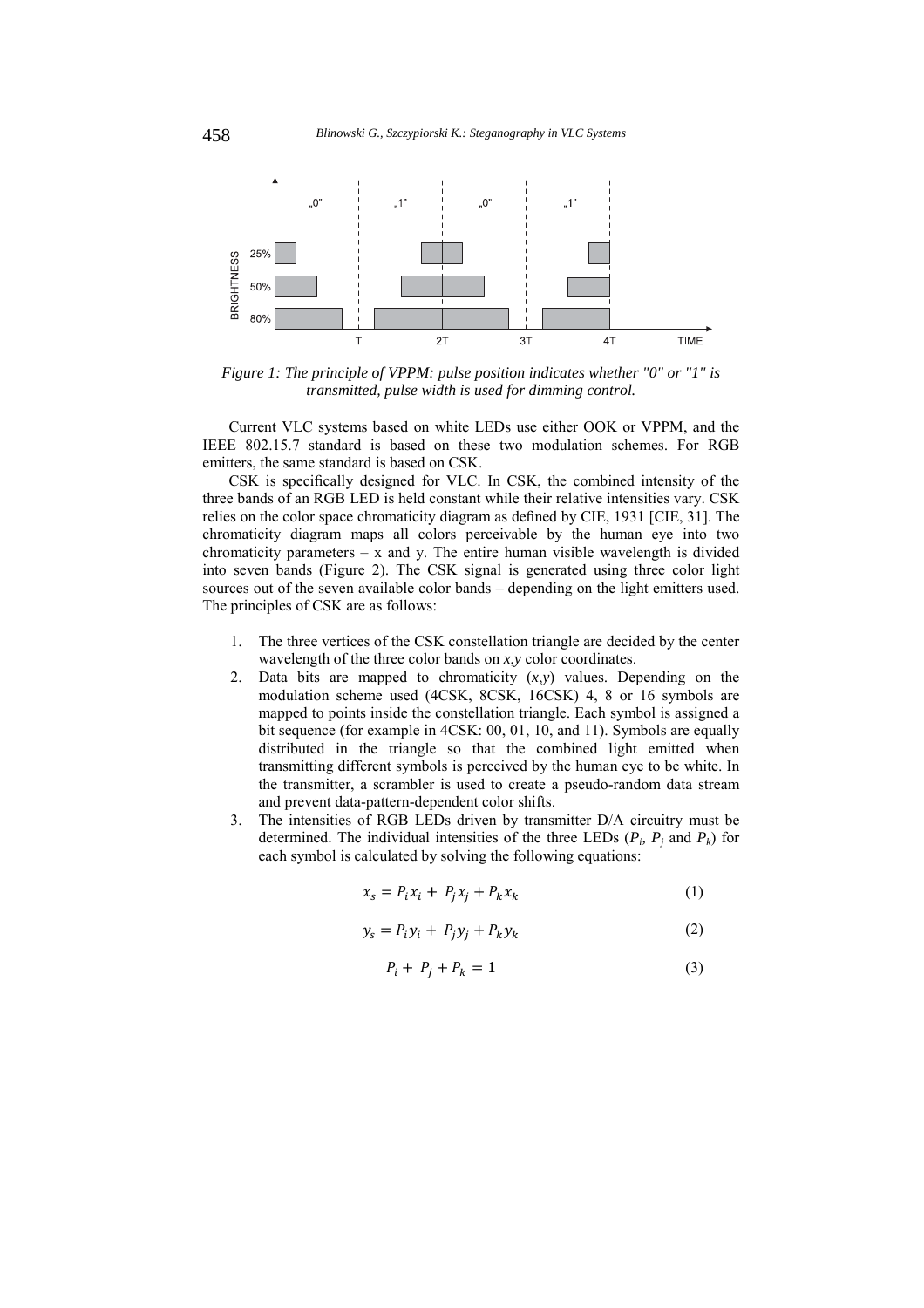*Figure 1: The principle of VPPM: pulse position indicates whether "0" or "1" is transmitted, pulse width is used for dimming control.*

Current VLC systems based on white LEDs use either OOK or VPPM, and the IEEE 802.15.7 standard is based on these two modulation schemes. For RGB emitters, the same standard is based on CSK.

CSK is specifically designed for VLC. In CSK, the combined intensity of the three bands of an RGB LED is held constant while their relative intensities vary. CSK relies on the color space chromaticity diagram as defined by CIE, 1931 [CIE, 31]. The chromaticity diagram maps all colors perceivable by the human eye into two chromaticity parameters – x and y. The entire human visible wavelength is divided into seven bands (Figure 2). The CSK signal is generated using three color light sources out of the seven available color bands – depending on the light emitters used. The principles of CSK are as follows:

1. The three vertices of the CSK constellation triangle are decided by the center wavelength of the three color bands on $x$,$y$ color coordinates.
2. Data bits are mapped to chromaticity ($x$,$y$) values. Depending on the modulation scheme used (4CSK, 8CSK, 16CSK) 4, 8 or 16 symbols are mapped to points inside the constellation triangle. Each symbol is assigned a bit sequence (for example in 4CSK: 00, 01, 10, and 11). Symbols are equally distributed in the triangle so that the combined light emitted when transmitting different symbols is perceived by the human eye to be white. In the transmitter, a scrambler is used to create a pseudo-random data stream and prevent data-pattern-dependent color shifts.
3. The intensities of RGB LEDs driven by transmitter D/A circuitry must be determined. The individual intensities of the three LEDs ($P_i$, $P_j$ and $P_k$) for each symbol is calculated by solving the following equations:

$$x_s = P_i x_i + P_j x_j + P_k x_k \quad (1)$$

$$y_s = P_i y_i + P_j y_j + P_k y_k \quad (2)$$

$$P_i + P_j + P_k = 1 \quad (3)$$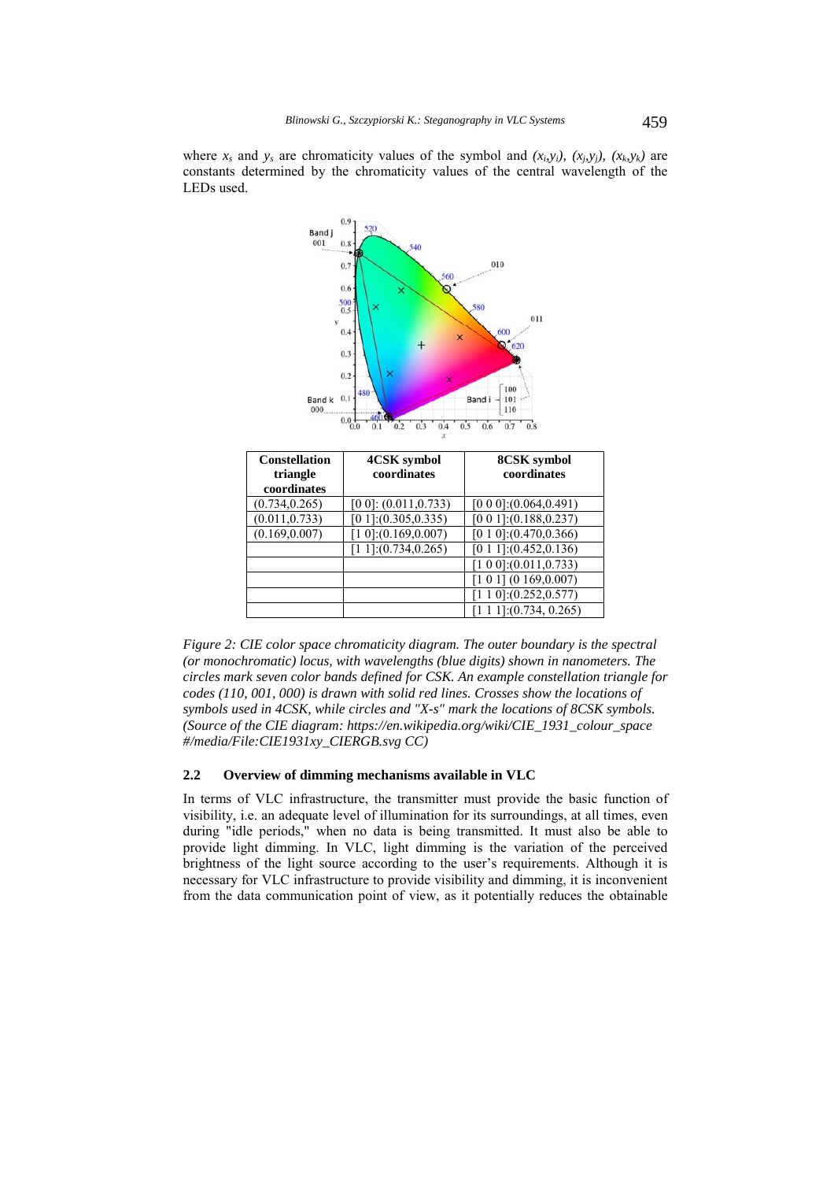where $x_s$ and $y_s$ are chromaticity values of the symbol and $(x_i,y_i)$, $(x_j,y_j)$, $(x_k,y_k)$ are constants determined by the chromaticity values of the central wavelength of the LEDs used.

| Constellation triangle coordinates | 4CSK symbol coordinates | 8CSK symbol coordinates |
|---|---|---|
| (0.734,0.265) | [0 0]: (0.011,0.733) | [0 0 0]:(0.064,0.491) |
| (0.011,0.733) | [0 1]:(0.305,0.335) | [0 0 1]:(0.188,0.237) |
| (0.169,0.007) | [1 0]:(0.169,0.007) | [0 1 0]:(0.470,0.366) |
| | [1 1]:(0.734,0.265) | [0 1 1]:(0.452,0.136) |
| | | [1 0 0]:(0.011,0.733) |
| | | [1 0 1] (0 169,0.007) |
| | | [1 1 0]:(0.252,0.577) |
| | | [1 1 1]:(0.734, 0.265) |

*Figure 2: CIE color space chromaticity diagram. The outer boundary is the spectral (or monochromatic) locus, with wavelengths (blue digits) shown in nanometers. The circles mark seven color bands defined for CSK. An example constellation triangle for codes (110, 001, 000) is drawn with solid red lines. Crosses show the locations of symbols used in 4CSK, while circles and "X-s" mark the locations of 8CSK symbols. (Source of the CIE diagram: https://en.wikipedia.org/wiki/CIE_1931_colour_space #/media/File:CIE1931xy_CIERGB.svg CC)*

### 2.2 Overview of dimming mechanisms available in VLC

In terms of VLC infrastructure, the transmitter must provide the basic function of visibility, i.e. an adequate level of illumination for its surroundings, at all times, even during "idle periods," when no data is being transmitted. It must also be able to provide light dimming. In VLC, light dimming is the variation of the perceived brightness of the light source according to the user's requirements. Although it is necessary for VLC infrastructure to provide visibility and dimming, it is inconvenient from the data communication point of view, as it potentially reduces the obtainable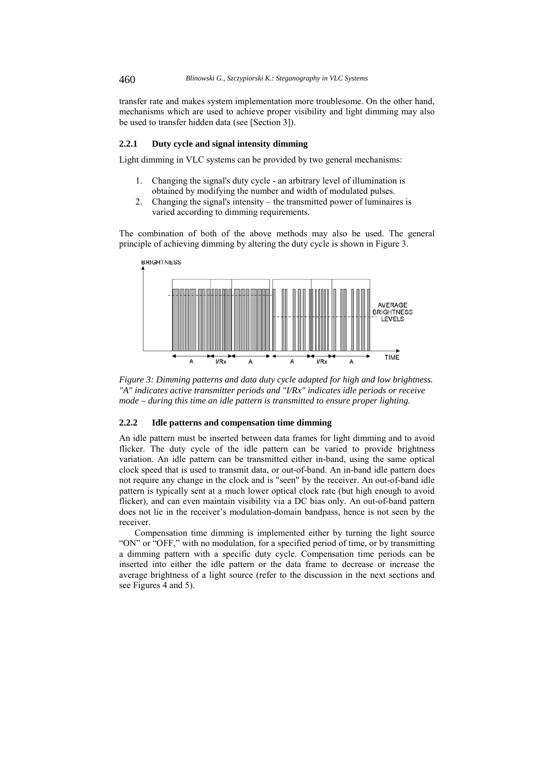transfer rate and makes system implementation more troublesome. On the other hand, mechanisms which are used to achieve proper visibility and light dimming may also be used to transfer hidden data (see [Section 3]).

### 2.2.1 Duty cycle and signal intensity dimming

Light dimming in VLC systems can be provided by two general mechanisms:

1. Changing the signal's duty cycle - an arbitrary level of illumination is obtained by modifying the number and width of modulated pulses.
2. Changing the signal's intensity – the transmitted power of luminaires is varied according to dimming requirements.

The combination of both of the above methods may also be used. The general principle of achieving dimming by altering the duty cycle is shown in Figure 3.

*Figure 3: Dimming patterns and data duty cycle adapted for high and low brightness. "A" indicates active transmitter periods and "I/Rx" indicates idle periods or receive mode – during this time an idle pattern is transmitted to ensure proper lighting.*

### 2.2.2 Idle patterns and compensation time dimming

An idle pattern must be inserted between data frames for light dimming and to avoid flicker. The duty cycle of the idle pattern can be varied to provide brightness variation. An idle pattern can be transmitted either in-band, using the same optical clock speed that is used to transmit data, or out-of-band. An in-band idle pattern does not require any change in the clock and is "seen" by the receiver. An out-of-band idle pattern is typically sent at a much lower optical clock rate (but high enough to avoid flicker), and can even maintain visibility via a DC bias only. An out-of-band pattern does not lie in the receiver's modulation-domain bandpass, hence is not seen by the receiver.

Compensation time dimming is implemented either by turning the light source "ON" or "OFF," with no modulation, for a specified period of time, or by transmitting a dimming pattern with a specific duty cycle. Compensation time periods can be inserted into either the idle pattern or the data frame to decrease or increase the average brightness of a light source (refer to the discussion in the next sections and see Figures 4 and 5).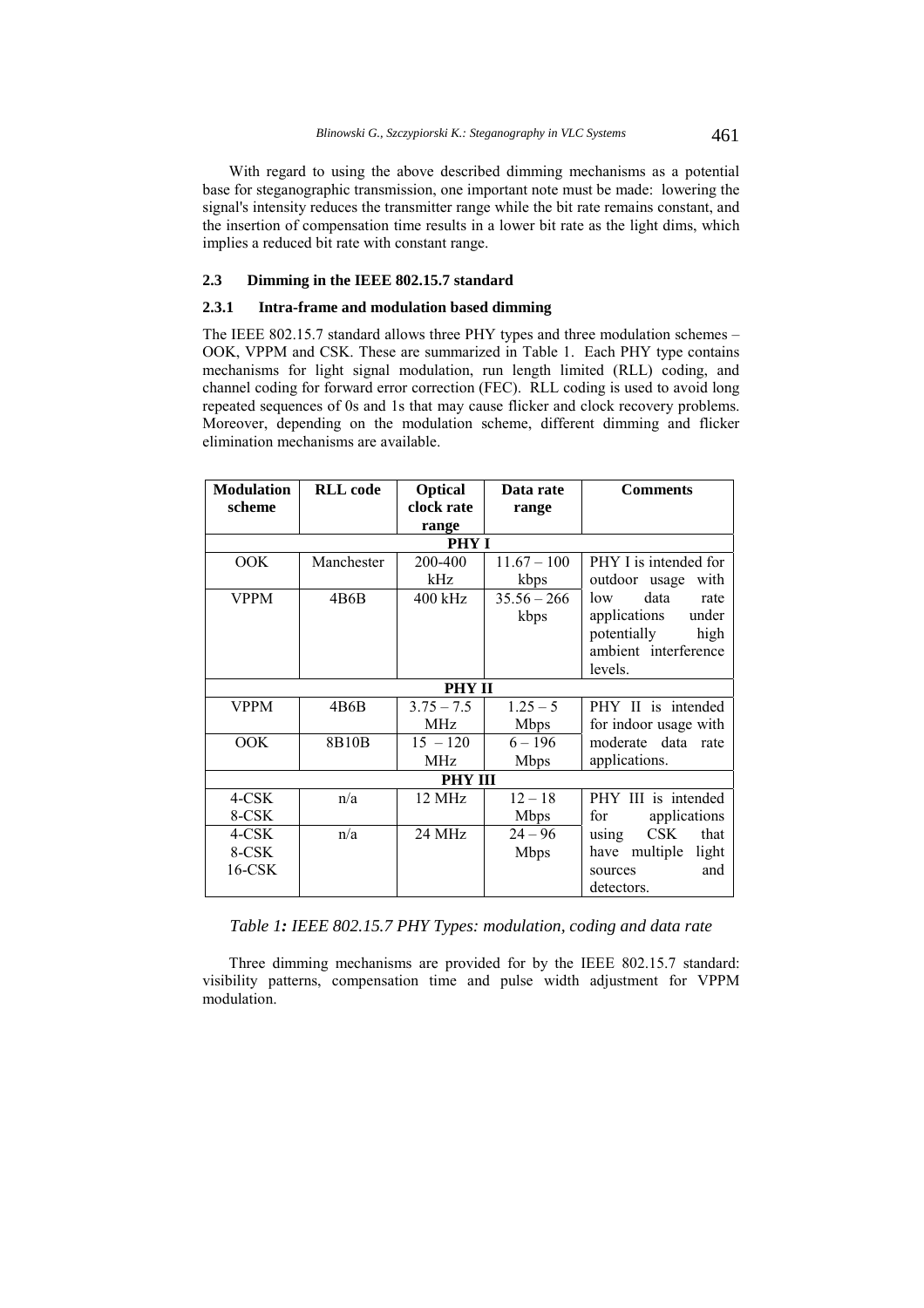With regard to using the above described dimming mechanisms as a potential base for steganographic transmission, one important note must be made: lowering the signal's intensity reduces the transmitter range while the bit rate remains constant, and the insertion of compensation time results in a lower bit rate as the light dims, which implies a reduced bit rate with constant range.

### 2.3 Dimming in the IEEE 802.15.7 standard

#### 2.3.1 Intra-frame and modulation based dimming

The IEEE 802.15.7 standard allows three PHY types and three modulation schemes – OOK, VPPM and CSK. These are summarized in Table 1. Each PHY type contains mechanisms for light signal modulation, run length limited (RLL) coding, and channel coding for forward error correction (FEC). RLL coding is used to avoid long repeated sequences of 0s and 1s that may cause flicker and clock recovery problems. Moreover, depending on the modulation scheme, different dimming and flicker elimination mechanisms are available.

| Modulation scheme | RLL code | Optical clock rate range | Data rate range | Comments |
|---|---|---|---|---|
| **PHY I** | | | | |
| OOK | Manchester | 200-400 kHz | 11.67 – 100 kbps | PHY I is intended for outdoor usage with low data rate applications under potentially high ambient interference levels. |
| VPPM | 4B6B | 400 kHz | 35.56 – 266 kbps | |
| **PHY II** | | | | |
| VPPM | 4B6B | 3.75 – 7.5 MHz | 1.25 – 5 Mbps | PHY II is intended for indoor usage with moderate data rate applications. |
| OOK | 8B10B | 15 – 120 MHz | 6 – 196 Mbps | |
| **PHY III** | | | | |
| 4-CSK<br>8-CSK | n/a | 12 MHz | 12 – 18 Mbps | PHY III is intended for applications using CSK that have multiple light sources and detectors. |
| 4-CSK<br>8-CSK<br>16-CSK | n/a | 24 MHz | 24 – 96 Mbps | |

*Table 1: IEEE 802.15.7 PHY Types: modulation, coding and data rate*

Three dimming mechanisms are provided for by the IEEE 802.15.7 standard: visibility patterns, compensation time and pulse width adjustment for VPPM modulation.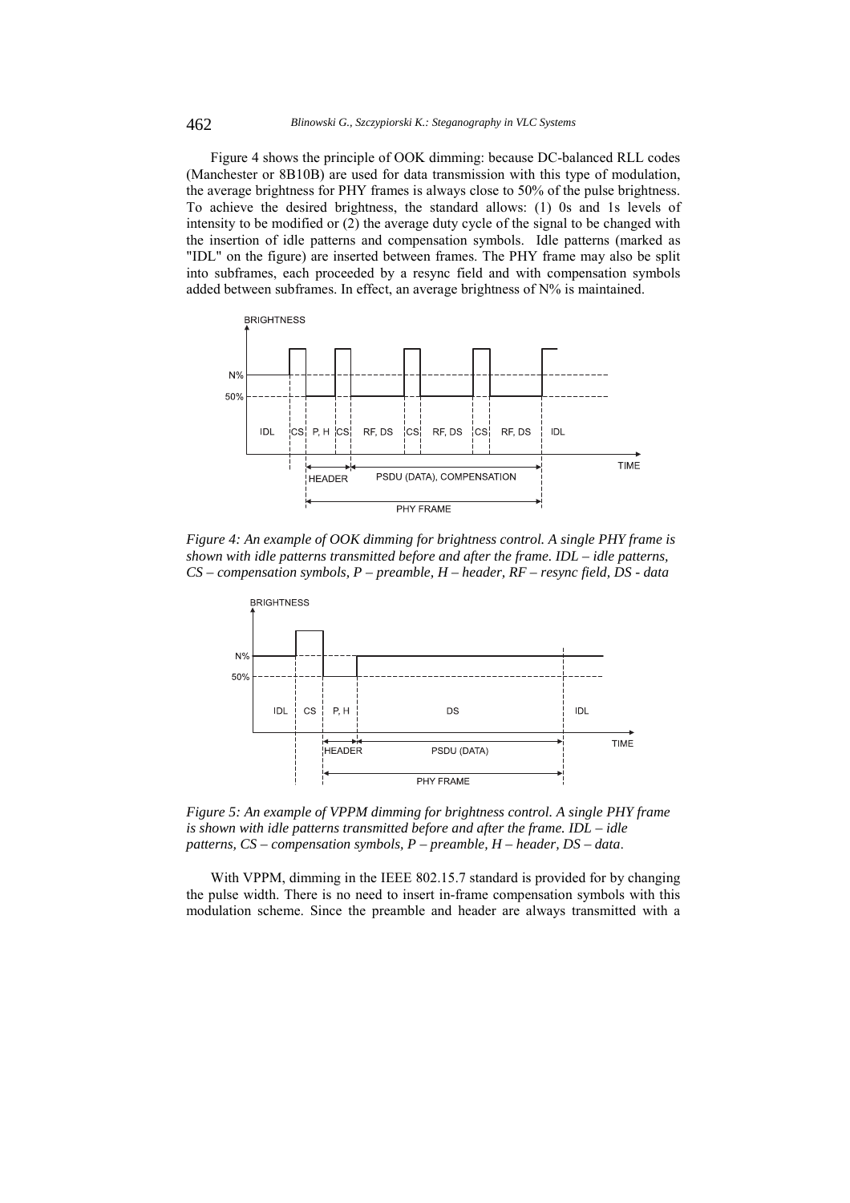Figure 4 shows the principle of OOK dimming: because DC-balanced RLL codes (Manchester or 8B10B) are used for data transmission with this type of modulation, the average brightness for PHY frames is always close to 50% of the pulse brightness. To achieve the desired brightness, the standard allows: (1) 0s and 1s levels of intensity to be modified or (2) the average duty cycle of the signal to be changed with the insertion of idle patterns and compensation symbols. Idle patterns (marked as "IDL" on the figure) are inserted between frames. The PHY frame may also be split into subframes, each proceeded by a resync field and with compensation symbols added between subframes. In effect, an average brightness of N% is maintained.

*Figure 4: An example of OOK dimming for brightness control. A single PHY frame is shown with idle patterns transmitted before and after the frame. IDL – idle patterns, CS – compensation symbols, P – preamble, H – header, RF – resync field, DS - data*

*Figure 5: An example of VPPM dimming for brightness control. A single PHY frame is shown with idle patterns transmitted before and after the frame. IDL – idle patterns, CS – compensation symbols, P – preamble, H – header, DS – data*.

With VPPM, dimming in the IEEE 802.15.7 standard is provided for by changing the pulse width. There is no need to insert in-frame compensation symbols with this modulation scheme. Since the preamble and header are always transmitted with a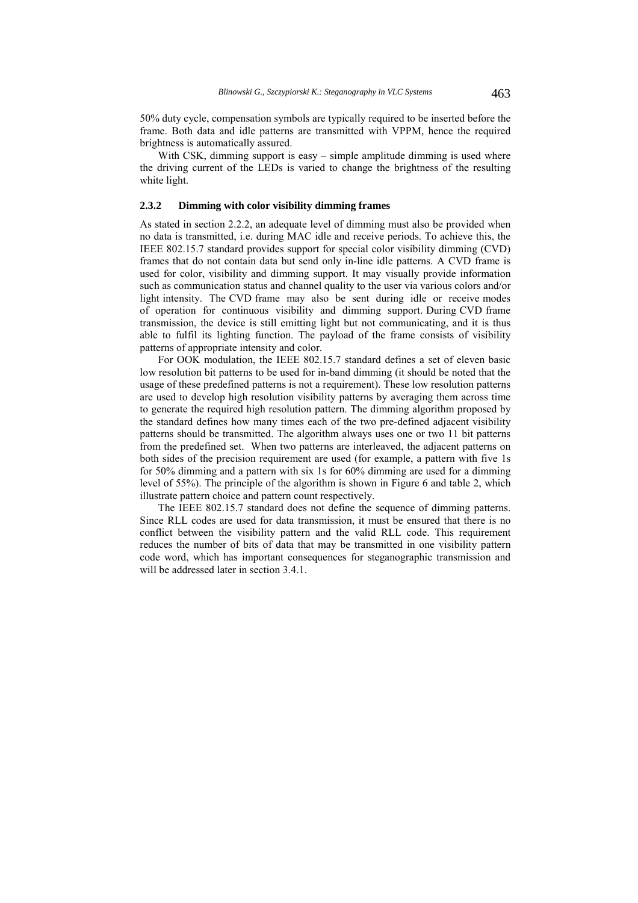50% duty cycle, compensation symbols are typically required to be inserted before the frame. Both data and idle patterns are transmitted with VPPM, hence the required brightness is automatically assured.

With CSK, dimming support is easy – simple amplitude dimming is used where the driving current of the LEDs is varied to change the brightness of the resulting white light.

### 2.3.2 Dimming with color visibility dimming frames

As stated in section 2.2.2, an adequate level of dimming must also be provided when no data is transmitted, i.e. during MAC idle and receive periods. To achieve this, the IEEE 802.15.7 standard provides support for special color visibility dimming (CVD) frames that do not contain data but send only in-line idle patterns. A CVD frame is used for color, visibility and dimming support. It may visually provide information such as communication status and channel quality to the user via various colors and/or light intensity. The CVD frame may also be sent during idle or receive modes of operation for continuous visibility and dimming support. During CVD frame transmission, the device is still emitting light but not communicating, and it is thus able to fulfil its lighting function. The payload of the frame consists of visibility patterns of appropriate intensity and color.

For OOK modulation, the IEEE 802.15.7 standard defines a set of eleven basic low resolution bit patterns to be used for in-band dimming (it should be noted that the usage of these predefined patterns is not a requirement). These low resolution patterns are used to develop high resolution visibility patterns by averaging them across time to generate the required high resolution pattern. The dimming algorithm proposed by the standard defines how many times each of the two pre-defined adjacent visibility patterns should be transmitted. The algorithm always uses one or two 11 bit patterns from the predefined set. When two patterns are interleaved, the adjacent patterns on both sides of the precision requirement are used (for example, a pattern with five 1s for 50% dimming and a pattern with six 1s for 60% dimming are used for a dimming level of 55%). The principle of the algorithm is shown in Figure 6 and table 2, which illustrate pattern choice and pattern count respectively.

The IEEE 802.15.7 standard does not define the sequence of dimming patterns. Since RLL codes are used for data transmission, it must be ensured that there is no conflict between the visibility pattern and the valid RLL code. This requirement reduces the number of bits of data that may be transmitted in one visibility pattern code word, which has important consequences for steganographic transmission and will be addressed later in section 3.4.1.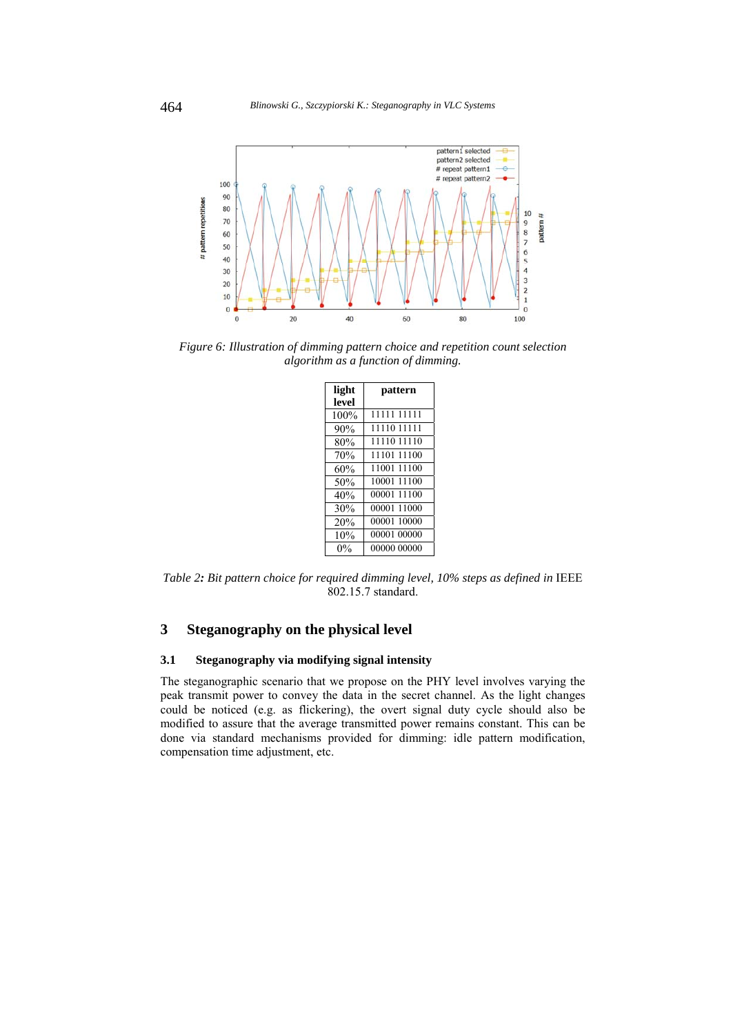*Figure 6: Illustration of dimming pattern choice and repetition count selection algorithm as a function of dimming.*

| light level | pattern |
|---|---|
| 100% | 11111 11111 |
| 90% | 11110 11111 |
| 80% | 11110 11110 |
| 70% | 11101 11100 |
| 60% | 11001 11100 |
| 50% | 10001 11100 |
| 40% | 00001 11100 |
| 30% | 00001 11000 |
| 20% | 00001 10000 |
| 10% | 00001 00000 |
| 0% | 00000 00000 |

*Table 2**:** Bit pattern choice for required dimming level, 10% steps as defined in* IEEE 802.15.7 standard.

# 3 Steganography on the physical level

## 3.1 Steganography via modifying signal intensity

The steganographic scenario that we propose on the PHY level involves varying the peak transmit power to convey the data in the secret channel. As the light changes could be noticed (e.g. as flickering), the overt signal duty cycle should also be modified to assure that the average transmitted power remains constant. This can be done via standard mechanisms provided for dimming: idle pattern modification, compensation time adjustment, etc.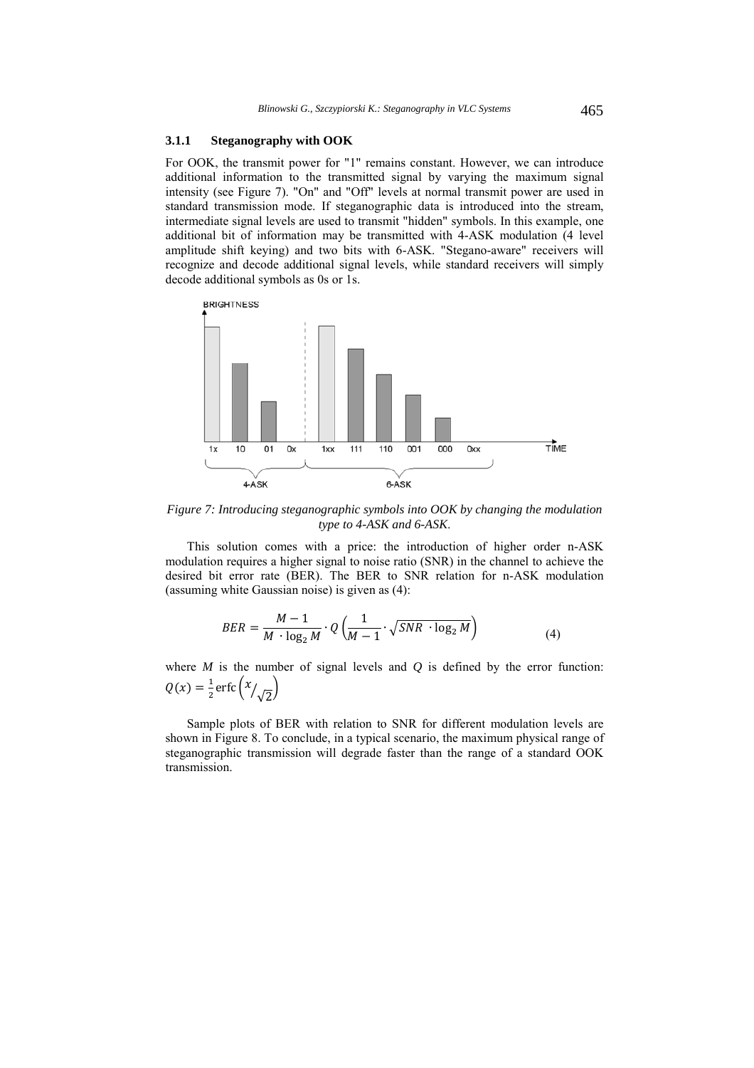### 3.1.1 Steganography with OOK

For OOK, the transmit power for "1" remains constant. However, we can introduce additional information to the transmitted signal by varying the maximum signal intensity (see Figure 7). "On" and "Off" levels at normal transmit power are used in standard transmission mode. If steganographic data is introduced into the stream, intermediate signal levels are used to transmit "hidden" symbols. In this example, one additional bit of information may be transmitted with 4-ASK modulation (4 level amplitude shift keying) and two bits with 6-ASK. "Stegano-aware" receivers will recognize and decode additional signal levels, while standard receivers will simply decode additional symbols as 0s or 1s.

*Figure 7: Introducing steganographic symbols into OOK by changing the modulation type to 4-ASK and 6-ASK.*

This solution comes with a price: the introduction of higher order n-ASK modulation requires a higher signal to noise ratio (SNR) in the channel to achieve the desired bit error rate (BER). The BER to SNR relation for n-ASK modulation (assuming white Gaussian noise) is given as (4):

$$BER = \frac{M-1}{M \cdot \log_2 M} \cdot Q\left(\frac{1}{M-1} \cdot \sqrt{SNR \cdot \log_2 M}\right) \tag{4}$$

where $M$ is the number of signal levels and $Q$ is defined by the error function: $Q(x) = \frac{1}{2}\mathrm{erfc}\left(x/\sqrt{2}\right)$

Sample plots of BER with relation to SNR for different modulation levels are shown in Figure 8. To conclude, in a typical scenario, the maximum physical range of steganographic transmission will degrade faster than the range of a standard OOK transmission.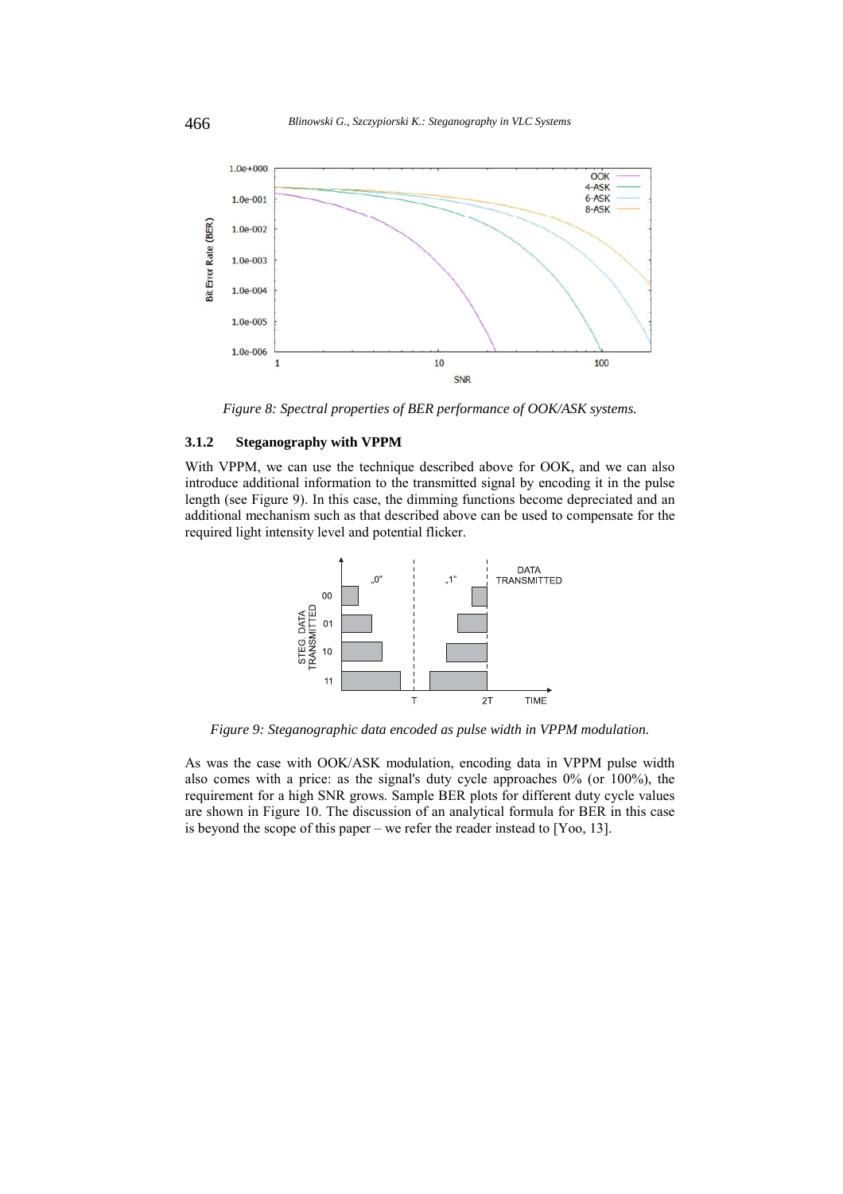*Figure 8: Spectral properties of BER performance of OOK/ASK systems.*

### 3.1.2 Steganography with VPPM

With VPPM, we can use the technique described above for OOK, and we can also introduce additional information to the transmitted signal by encoding it in the pulse length (see Figure 9). In this case, the dimming functions become depreciated and an additional mechanism such as that described above can be used to compensate for the required light intensity level and potential flicker.

*Figure 9: Steganographic data encoded as pulse width in VPPM modulation.*

As was the case with OOK/ASK modulation, encoding data in VPPM pulse width also comes with a price: as the signal's duty cycle approaches 0% (or 100%), the requirement for a high SNR grows. Sample BER plots for different duty cycle values are shown in Figure 10. The discussion of an analytical formula for BER in this case is beyond the scope of this paper – we refer the reader instead to [Yoo, 13].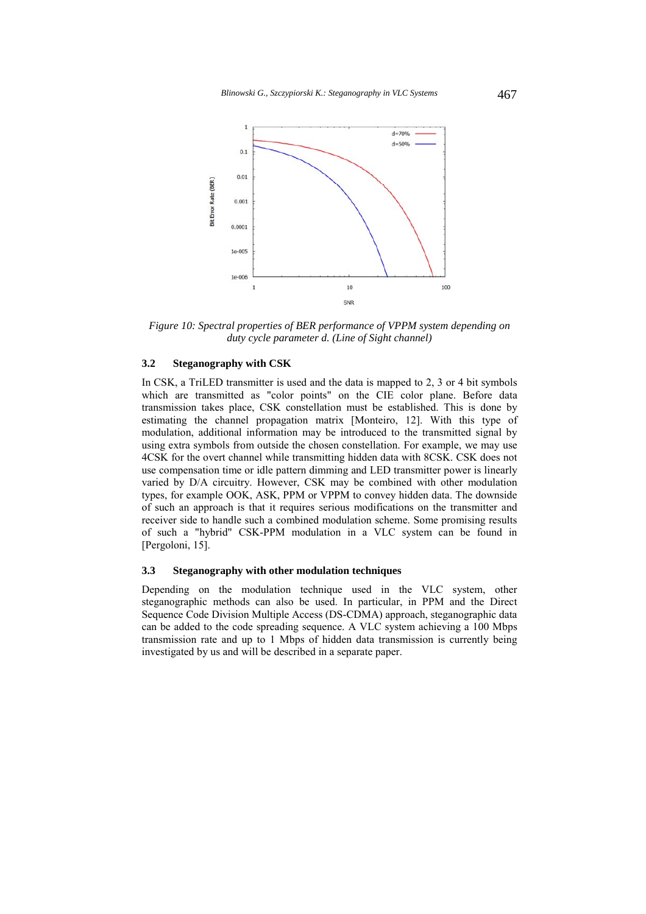*Figure 10: Spectral properties of BER performance of VPPM system depending on duty cycle parameter d. (Line of Sight channel)*

### 3.2 Steganography with CSK

In CSK, a TriLED transmitter is used and the data is mapped to 2, 3 or 4 bit symbols which are transmitted as "color points" on the CIE color plane. Before data transmission takes place, CSK constellation must be established. This is done by estimating the channel propagation matrix [Monteiro, 12]. With this type of modulation, additional information may be introduced to the transmitted signal by using extra symbols from outside the chosen constellation. For example, we may use 4CSK for the overt channel while transmitting hidden data with 8CSK. CSK does not use compensation time or idle pattern dimming and LED transmitter power is linearly varied by D/A circuitry. However, CSK may be combined with other modulation types, for example OOK, ASK, PPM or VPPM to convey hidden data. The downside of such an approach is that it requires serious modifications on the transmitter and receiver side to handle such a combined modulation scheme. Some promising results of such a "hybrid" CSK-PPM modulation in a VLC system can be found in [Pergoloni, 15].

### 3.3 Steganography with other modulation techniques

Depending on the modulation technique used in the VLC system, other steganographic methods can also be used. In particular, in PPM and the Direct Sequence Code Division Multiple Access (DS-CDMA) approach, steganographic data can be added to the code spreading sequence. A VLC system achieving a 100 Mbps transmission rate and up to 1 Mbps of hidden data transmission is currently being investigated by us and will be described in a separate paper.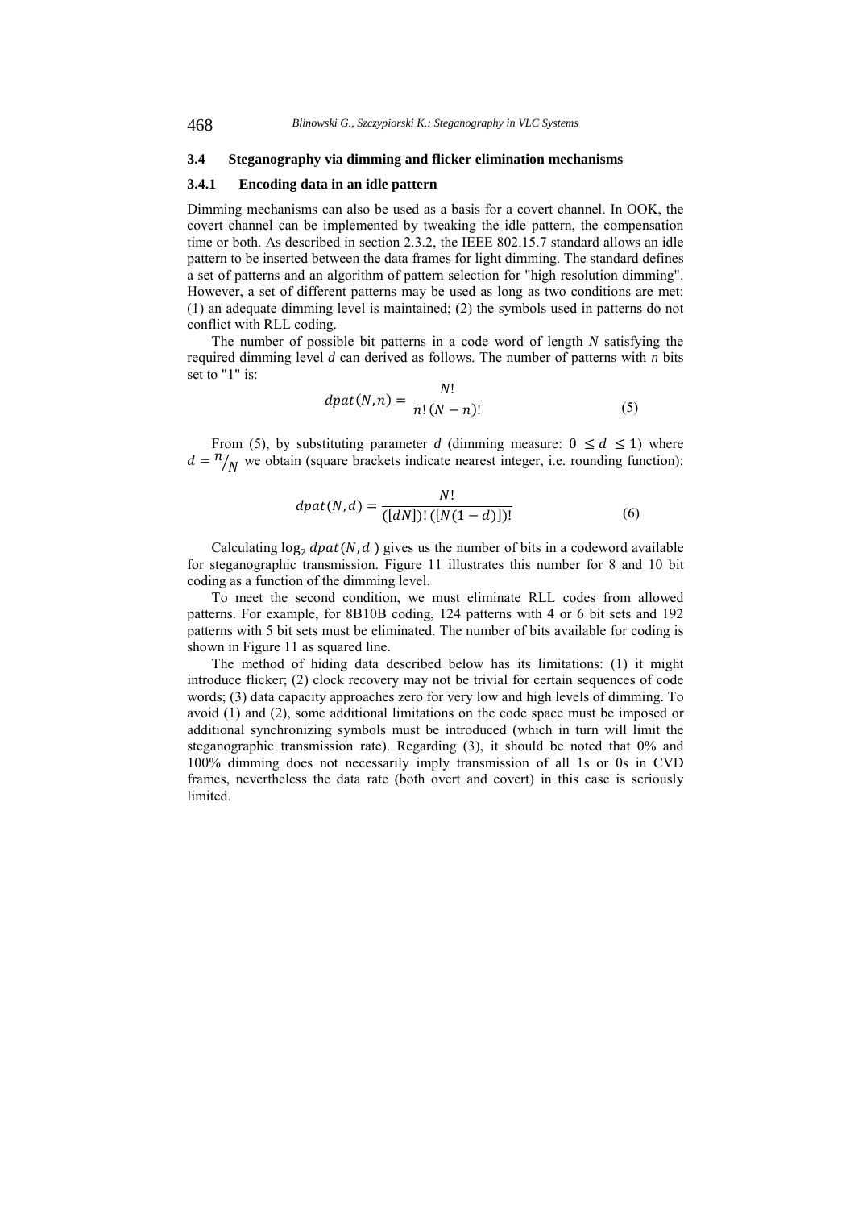### 3.4 Steganography via dimming and flicker elimination mechanisms

#### 3.4.1 Encoding data in an idle pattern

Dimming mechanisms can also be used as a basis for a covert channel. In OOK, the covert channel can be implemented by tweaking the idle pattern, the compensation time or both. As described in section 2.3.2, the IEEE 802.15.7 standard allows an idle pattern to be inserted between the data frames for light dimming. The standard defines a set of patterns and an algorithm of pattern selection for "high resolution dimming". However, a set of different patterns may be used as long as two conditions are met: (1) an adequate dimming level is maintained; (2) the symbols used in patterns do not conflict with RLL coding.

The number of possible bit patterns in a code word of length $N$ satisfying the required dimming level $d$ can derived as follows. The number of patterns with $n$ bits set to "1" is:

$$dpat(N,n) = \frac{N!}{n!\,(N-n)!} \tag{5}$$

From (5), by substituting parameter $d$ (dimming measure: $0 \leq d \leq 1$) where $d = {}^{n}/_{N}$ we obtain (square brackets indicate nearest integer, i.e. rounding function):

$$dpat(N,d) = \frac{N!}{([dN])!\,([N(1-d)])!} \tag{6}$$

Calculating $\log_2 dpat(N,d)$ gives us the number of bits in a codeword available for steganographic transmission. Figure 11 illustrates this number for 8 and 10 bit coding as a function of the dimming level.

To meet the second condition, we must eliminate RLL codes from allowed patterns. For example, for 8B10B coding, 124 patterns with 4 or 6 bit sets and 192 patterns with 5 bit sets must be eliminated. The number of bits available for coding is shown in Figure 11 as squared line.

The method of hiding data described below has its limitations: (1) it might introduce flicker; (2) clock recovery may not be trivial for certain sequences of code words; (3) data capacity approaches zero for very low and high levels of dimming. To avoid (1) and (2), some additional limitations on the code space must be imposed or additional synchronizing symbols must be introduced (which in turn will limit the steganographic transmission rate). Regarding (3), it should be noted that 0% and 100% dimming does not necessarily imply transmission of all 1s or 0s in CVD frames, nevertheless the data rate (both overt and covert) in this case is seriously limited.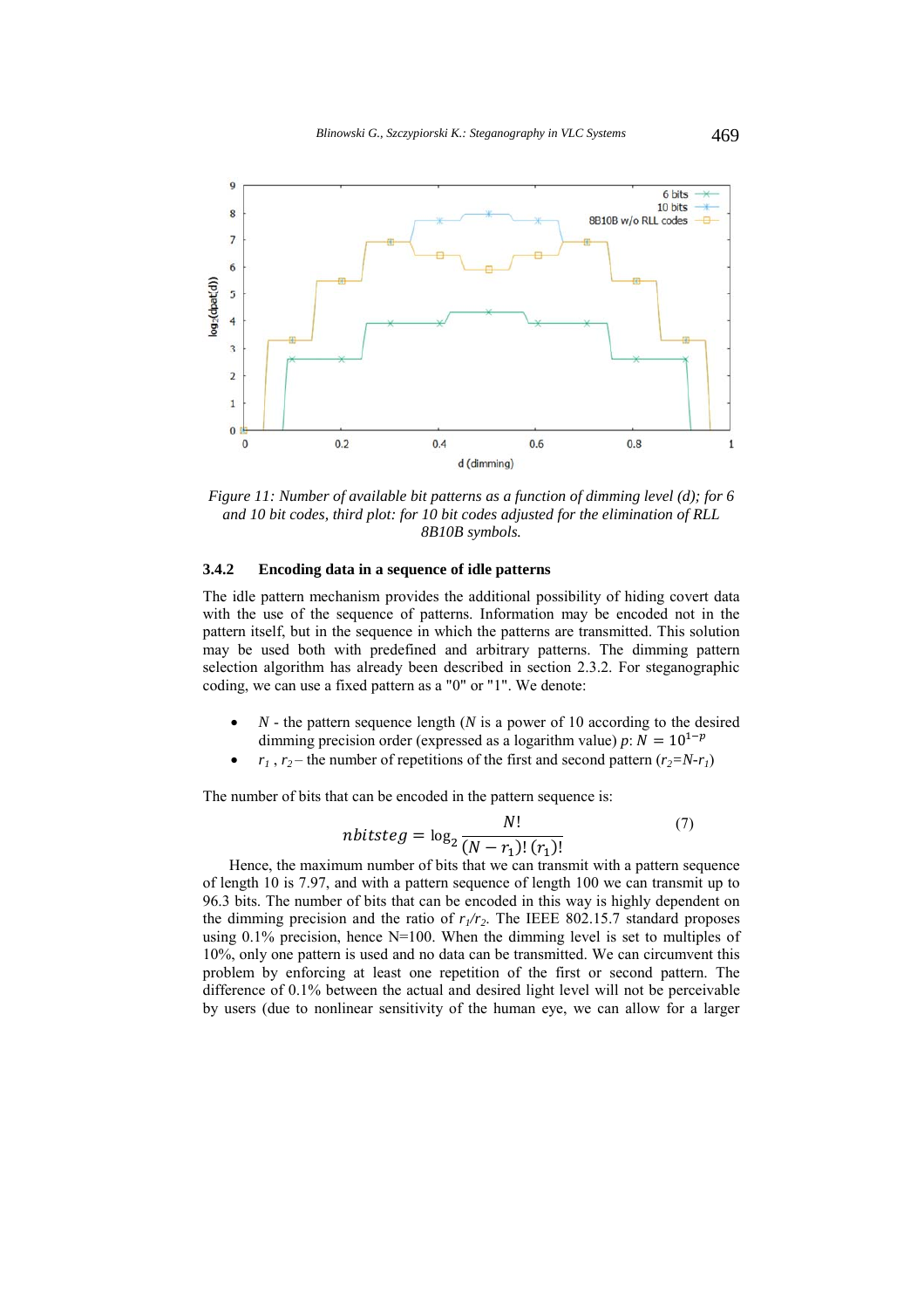*Figure 11: Number of available bit patterns as a function of dimming level (d); for 6 and 10 bit codes, third plot: for 10 bit codes adjusted for the elimination of RLL 8B10B symbols.*

### 3.4.2 Encoding data in a sequence of idle patterns

The idle pattern mechanism provides the additional possibility of hiding covert data with the use of the sequence of patterns. Information may be encoded not in the pattern itself, but in the sequence in which the patterns are transmitted. This solution may be used both with predefined and arbitrary patterns. The dimming pattern selection algorithm has already been described in section 2.3.2. For steganographic coding, we can use a fixed pattern as a "0" or "1". We denote:

- $N$ - the pattern sequence length ($N$ is a power of 10 according to the desired dimming precision order (expressed as a logarithm value) $p$: $N = 10^{1-p}$
- $r_1$ , $r_2$ – the number of repetitions of the first and second pattern ($r_2 = N - r_1$)

The number of bits that can be encoded in the pattern sequence is:

$$nbitsteg = \log_2 \frac{N!}{(N - r_1)!\,(r_1)!} \tag{7}$$

Hence, the maximum number of bits that we can transmit with a pattern sequence of length 10 is 7.97, and with a pattern sequence of length 100 we can transmit up to 96.3 bits. The number of bits that can be encoded in this way is highly dependent on the dimming precision and the ratio of $r_1/r_2$. The IEEE 802.15.7 standard proposes using 0.1% precision, hence N=100. When the dimming level is set to multiples of 10%, only one pattern is used and no data can be transmitted. We can circumvent this problem by enforcing at least one repetition of the first or second pattern. The difference of 0.1% between the actual and desired light level will not be perceivable by users (due to nonlinear sensitivity of the human eye, we can allow for a larger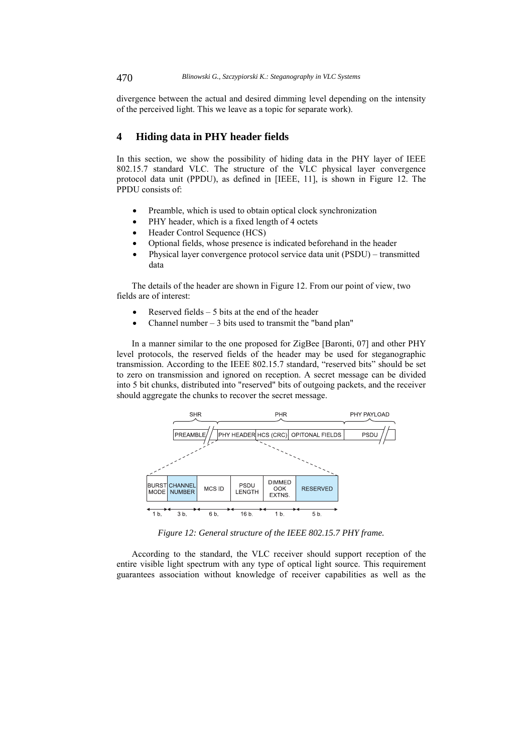divergence between the actual and desired dimming level depending on the intensity of the perceived light. This we leave as a topic for separate work).

## 4 Hiding data in PHY header fields

In this section, we show the possibility of hiding data in the PHY layer of IEEE 802.15.7 standard VLC. The structure of the VLC physical layer convergence protocol data unit (PPDU), as defined in [IEEE, 11], is shown in Figure 12. The PPDU consists of:

- Preamble, which is used to obtain optical clock synchronization
- PHY header, which is a fixed length of 4 octets
- Header Control Sequence (HCS)
- Optional fields, whose presence is indicated beforehand in the header
- Physical layer convergence protocol service data unit (PSDU) – transmitted data

The details of the header are shown in Figure 12. From our point of view, two fields are of interest:

- Reserved fields – 5 bits at the end of the header
- Channel number – 3 bits used to transmit the "band plan"

In a manner similar to the one proposed for ZigBee [Baronti, 07] and other PHY level protocols, the reserved fields of the header may be used for steganographic transmission. According to the IEEE 802.15.7 standard, "reserved bits" should be set to zero on transmission and ignored on reception. A secret message can be divided into 5 bit chunks, distributed into "reserved" bits of outgoing packets, and the receiver should aggregate the chunks to recover the secret message.

| SHR | PHR | | | PHY PAYLOAD |
|---|---|---|---|---|
| PREAMBLE | PHY HEADER | HCS (CRC) | OPITONAL FIELDS | PSDU |

| BURST MODE | CHANNEL NUMBER | MCS ID | PSDU LENGTH | DIMMED OOK EXTNS. | RESERVED |
|---|---|---|---|---|---|
| 1 b. | 3 b. | 6 b. | 16 b. | 1 b. | 5 b. |

*Figure 12: General structure of the IEEE 802.15.7 PHY frame.*

According to the standard, the VLC receiver should support reception of the entire visible light spectrum with any type of optical light source. This requirement guarantees association without knowledge of receiver capabilities as well as the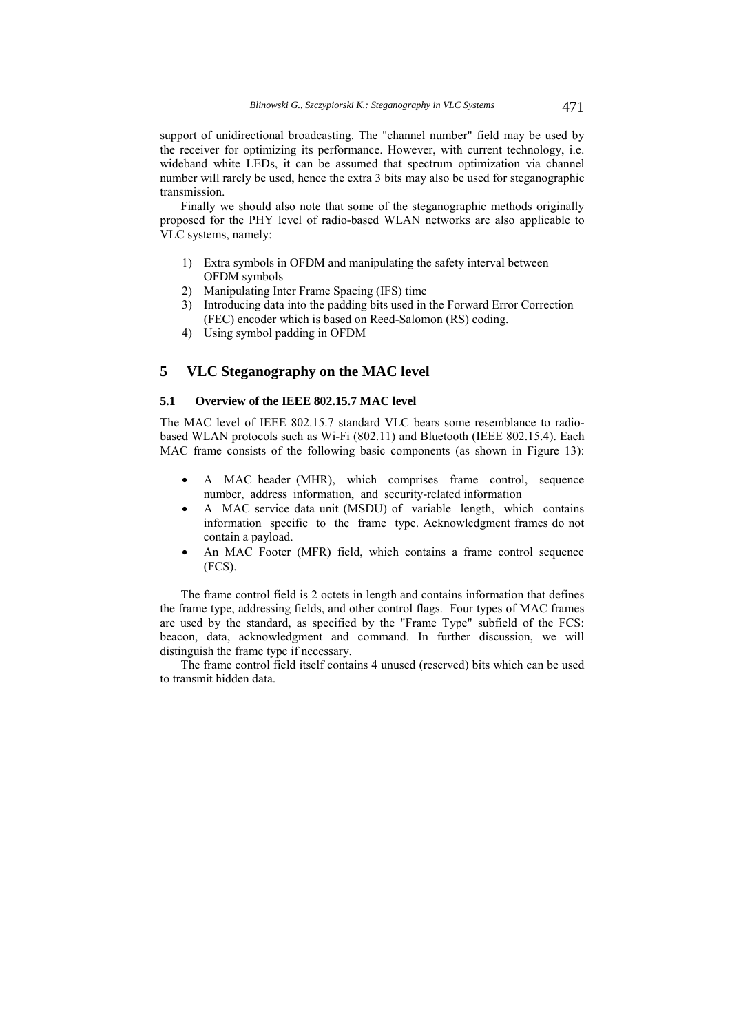support of unidirectional broadcasting. The "channel number" field may be used by the receiver for optimizing its performance. However, with current technology, i.e. wideband white LEDs, it can be assumed that spectrum optimization via channel number will rarely be used, hence the extra 3 bits may also be used for steganographic transmission.

Finally we should also note that some of the steganographic methods originally proposed for the PHY level of radio-based WLAN networks are also applicable to VLC systems, namely:

1) Extra symbols in OFDM and manipulating the safety interval between OFDM symbols
2) Manipulating Inter Frame Spacing (IFS) time
3) Introducing data into the padding bits used in the Forward Error Correction (FEC) encoder which is based on Reed-Salomon (RS) coding.
4) Using symbol padding in OFDM

## 5 VLC Steganography on the MAC level

### 5.1 Overview of the IEEE 802.15.7 MAC level

The MAC level of IEEE 802.15.7 standard VLC bears some resemblance to radio-based WLAN protocols such as Wi-Fi (802.11) and Bluetooth (IEEE 802.15.4). Each MAC frame consists of the following basic components (as shown in Figure 13):

- A MAC header (MHR), which comprises frame control, sequence number, address information, and security-related information
- A MAC service data unit (MSDU) of variable length, which contains information specific to the frame type. Acknowledgment frames do not contain a payload.
- An MAC Footer (MFR) field, which contains a frame control sequence (FCS).

The frame control field is 2 octets in length and contains information that defines the frame type, addressing fields, and other control flags. Four types of MAC frames are used by the standard, as specified by the "Frame Type" subfield of the FCS: beacon, data, acknowledgment and command. In further discussion, we will distinguish the frame type if necessary.

The frame control field itself contains 4 unused (reserved) bits which can be used to transmit hidden data.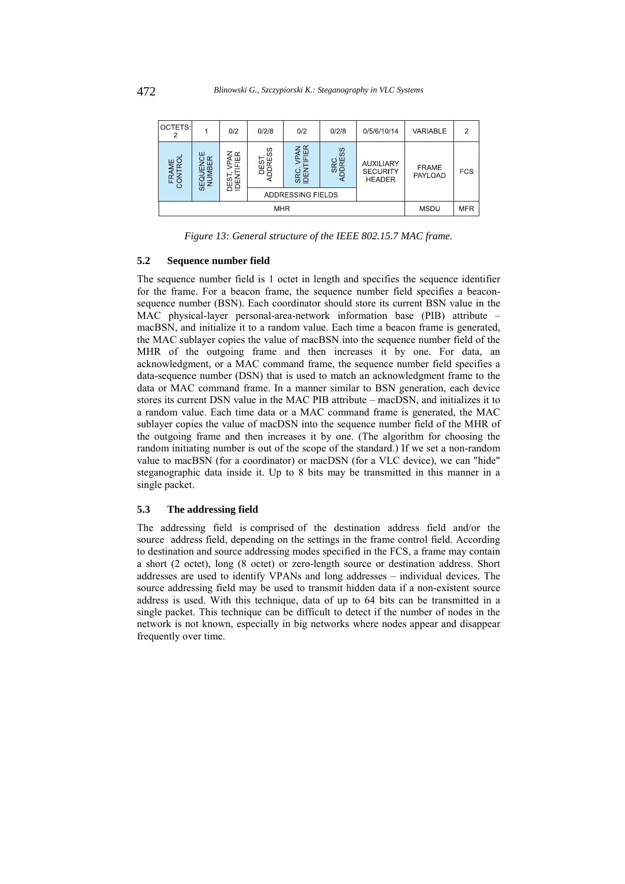| OCTETS: 2 | 1 | 0/2 | 0/2/8 | 0/2 | 0/2/8 | 0/5/6/10/14 | VARIABLE | 2 |
|---|---|---|---|---|---|---|---|---|
| FRAME CONTROL | SEQUENCE NUMBER | DEST. VPAN IDENTIFIER | DEST. ADDRESS | SRC. VPAN IDENTIFIER | SRC. ADDRESS | AUXILIARY SECURITY HEADER | FRAME PAYLOAD | FCS |
| | | | ADDRESSING FIELDS | | | | | |
| MHR | | | | | | | MSDU | MFR |

*Figure 13: General structure of the IEEE 802.15.7 MAC frame.*

### 5.2 Sequence number field

The sequence number field is 1 octet in length and specifies the sequence identifier for the frame. For a beacon frame, the sequence number field specifies a beacon-sequence number (BSN). Each coordinator should store its current BSN value in the MAC physical-layer personal-area-network information base (PIB) attribute – macBSN, and initialize it to a random value. Each time a beacon frame is generated, the MAC sublayer copies the value of macBSN into the sequence number field of the MHR of the outgoing frame and then increases it by one. For data, an acknowledgment, or a MAC command frame, the sequence number field specifies a data-sequence number (DSN) that is used to match an acknowledgment frame to the data or MAC command frame. In a manner similar to BSN generation, each device stores its current DSN value in the MAC PIB attribute – macDSN, and initializes it to a random value. Each time data or a MAC command frame is generated, the MAC sublayer copies the value of macDSN into the sequence number field of the MHR of the outgoing frame and then increases it by one. (The algorithm for choosing the random initiating number is out of the scope of the standard.) If we set a non-random value to macBSN (for a coordinator) or macDSN (for a VLC device), we can "hide" steganographic data inside it. Up to 8 bits may be transmitted in this manner in a single packet.

### 5.3 The addressing field

The addressing field is comprised of the destination address field and/or the source address field, depending on the settings in the frame control field. According to destination and source addressing modes specified in the FCS, a frame may contain a short (2 octet), long (8 octet) or zero-length source or destination address. Short addresses are used to identify VPANs and long addresses – individual devices. The source addressing field may be used to transmit hidden data if a non-existent source address is used. With this technique, data of up to 64 bits can be transmitted in a single packet. This technique can be difficult to detect if the number of nodes in the network is not known, especially in big networks where nodes appear and disappear frequently over time.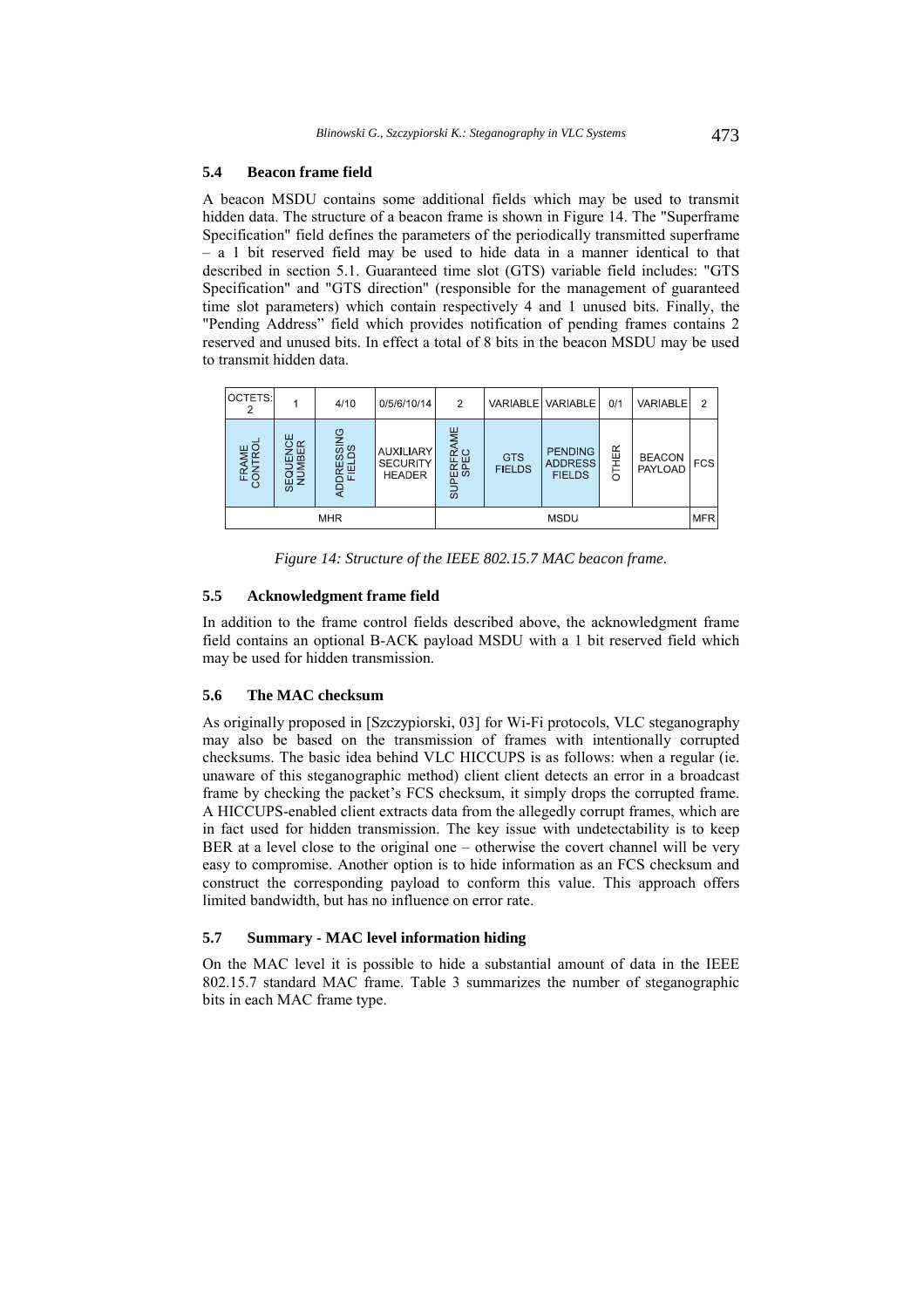### 5.4 Beacon frame field

A beacon MSDU contains some additional fields which may be used to transmit hidden data. The structure of a beacon frame is shown in Figure 14. The "Superframe Specification" field defines the parameters of the periodically transmitted superframe – a 1 bit reserved field may be used to hide data in a manner identical to that described in section 5.1. Guaranteed time slot (GTS) variable field includes: "GTS Specification" and "GTS direction" (responsible for the management of guaranteed time slot parameters) which contain respectively 4 and 1 unused bits. Finally, the "Pending Address" field which provides notification of pending frames contains 2 reserved and unused bits. In effect a total of 8 bits in the beacon MSDU may be used to transmit hidden data.

| OCTETS: 2 | 1 | 4/10 | 0/5/6/10/14 | 2 | VARIABLE | VARIABLE | 0/1 | VARIABLE | 2 |
|---|---|---|---|---|---|---|---|---|---|
| FRAME CONTROL | SEQUENCE NUMBER | ADDRESSING FIELDS | AUXILIARY SECURITY HEADER | SUPERFRAME SPEC | GTS FIELDS | PENDING ADDRESS FIELDS | OTHER | BEACON PAYLOAD | FCS |
| MHR | | | | MSDU | | | | | MFR |

*Figure 14: Structure of the IEEE 802.15.7 MAC beacon frame.*

### 5.5 Acknowledgment frame field

In addition to the frame control fields described above, the acknowledgment frame field contains an optional B-ACK payload MSDU with a 1 bit reserved field which may be used for hidden transmission.

### 5.6 The MAC checksum

As originally proposed in [Szczypiorski, 03] for Wi-Fi protocols, VLC steganography may also be based on the transmission of frames with intentionally corrupted checksums. The basic idea behind VLC HICCUPS is as follows: when a regular (ie. unaware of this steganographic method) client client detects an error in a broadcast frame by checking the packet's FCS checksum, it simply drops the corrupted frame. A HICCUPS-enabled client extracts data from the allegedly corrupt frames, which are in fact used for hidden transmission. The key issue with undetectability is to keep BER at a level close to the original one – otherwise the covert channel will be very easy to compromise. Another option is to hide information as an FCS checksum and construct the corresponding payload to conform this value. This approach offers limited bandwidth, but has no influence on error rate.

### 5.7 Summary - MAC level information hiding

On the MAC level it is possible to hide a substantial amount of data in the IEEE 802.15.7 standard MAC frame. Table 3 summarizes the number of steganographic bits in each MAC frame type.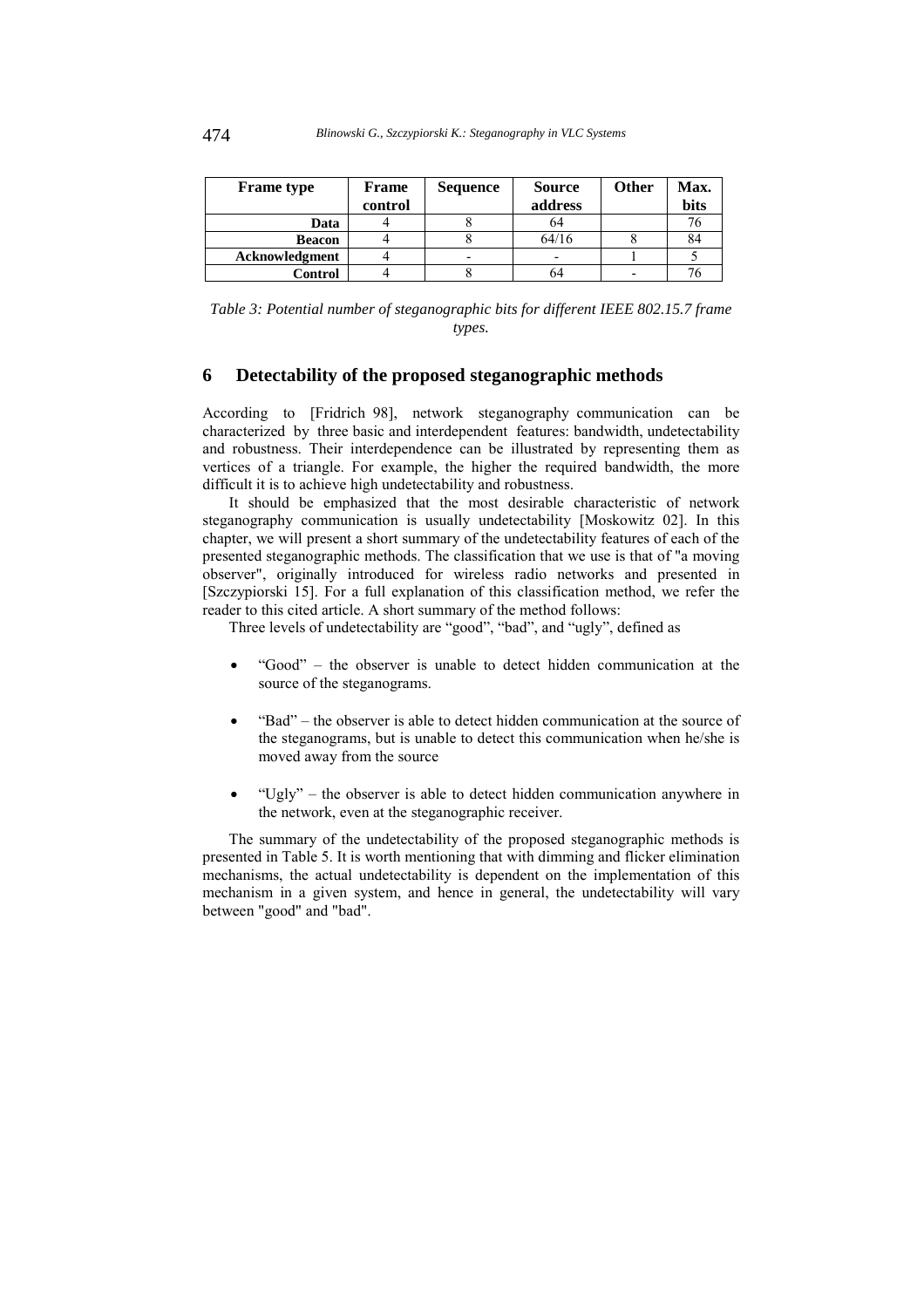| Frame type | Frame control | Sequence | Source address | Other | Max. bits |
|---|---|---|---|---|---|
| Data | 4 | 8 | 64 | | 76 |
| Beacon | 4 | 8 | 64/16 | 8 | 84 |
| Acknowledgment | 4 | - | - | 1 | 5 |
| Control | 4 | 8 | 64 | - | 76 |

*Table 3: Potential number of steganographic bits for different IEEE 802.15.7 frame types.*

## 6 Detectability of the proposed steganographic methods

According to [Fridrich 98], network steganography communication can be characterized by three basic and interdependent features: bandwidth, undetectability and robustness. Their interdependence can be illustrated by representing them as vertices of a triangle. For example, the higher the required bandwidth, the more difficult it is to achieve high undetectability and robustness.

It should be emphasized that the most desirable characteristic of network steganography communication is usually undetectability [Moskowitz 02]. In this chapter, we will present a short summary of the undetectability features of each of the presented steganographic methods. The classification that we use is that of "a moving observer", originally introduced for wireless radio networks and presented in [Szczypiorski 15]. For a full explanation of this classification method, we refer the reader to this cited article. A short summary of the method follows:

Three levels of undetectability are "good", "bad", and "ugly", defined as

- "Good" – the observer is unable to detect hidden communication at the source of the steganograms.
- "Bad" – the observer is able to detect hidden communication at the source of the steganograms, but is unable to detect this communication when he/she is moved away from the source
- "Ugly" – the observer is able to detect hidden communication anywhere in the network, even at the steganographic receiver.

The summary of the undetectability of the proposed steganographic methods is presented in Table 5. It is worth mentioning that with dimming and flicker elimination mechanisms, the actual undetectability is dependent on the implementation of this mechanism in a given system, and hence in general, the undetectability will vary between "good" and "bad".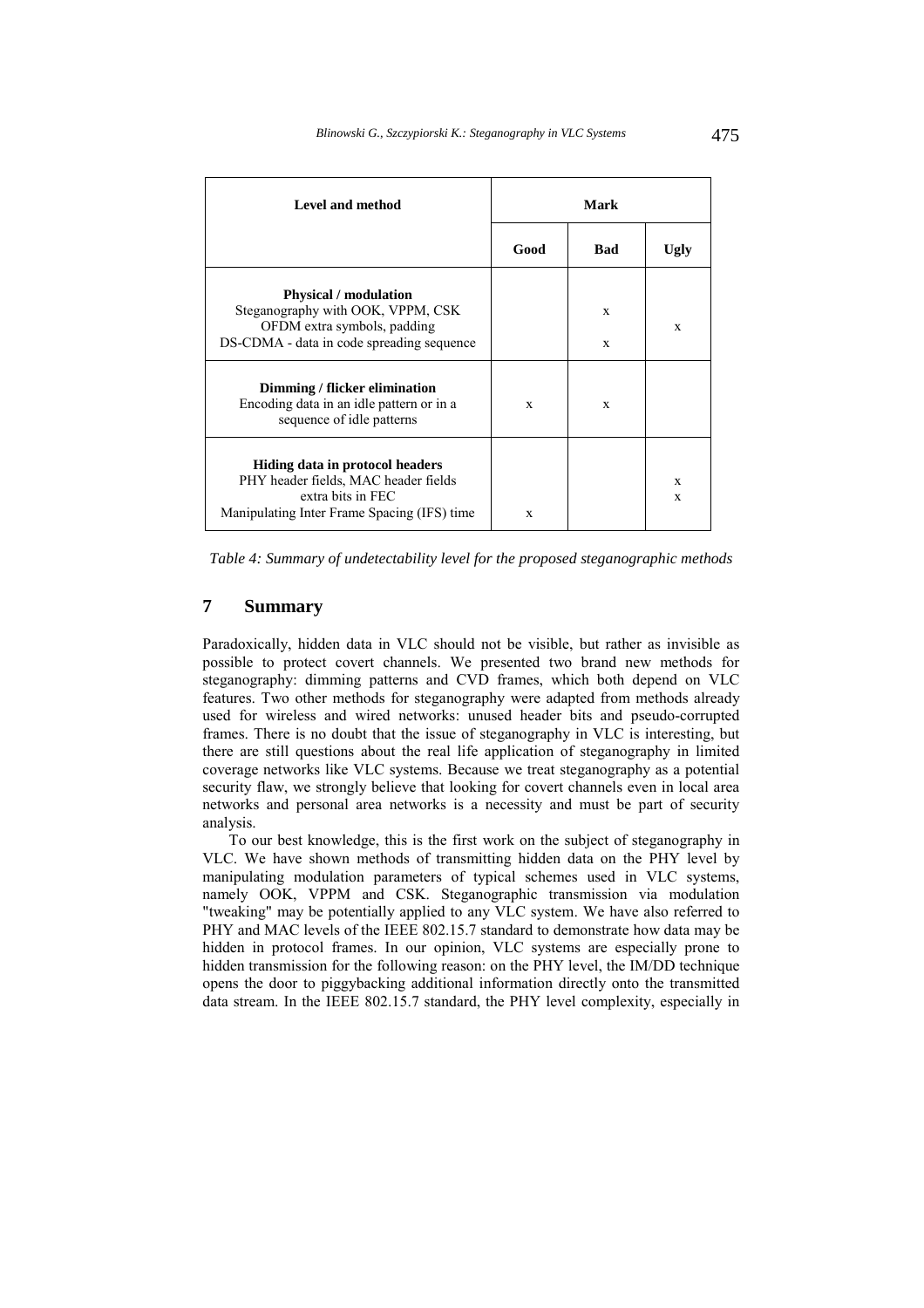| Level and method | Mark | | |
|---|---|---|---|
| | Good | Bad | Ugly |
| **Physical / modulation** | | | |
| Steganography with OOK, VPPM, CSK | | x | |
| OFDM extra symbols, padding | | | x |
| DS-CDMA - data in code spreading sequence | | x | |
| **Dimming / flicker elimination** | | | |
| Encoding data in an idle pattern or in a sequence of idle patterns | x | x | |
| **Hiding data in protocol headers** | | | |
| PHY header fields, MAC header fields | | | x |
| extra bits in FEC | | | x |
| Manipulating Inter Frame Spacing (IFS) time | x | | |

*Table 4: Summary of undetectability level for the proposed steganographic methods*

## 7 Summary

Paradoxically, hidden data in VLC should not be visible, but rather as invisible as possible to protect covert channels. We presented two brand new methods for steganography: dimming patterns and CVD frames, which both depend on VLC features. Two other methods for steganography were adapted from methods already used for wireless and wired networks: unused header bits and pseudo-corrupted frames. There is no doubt that the issue of steganography in VLC is interesting, but there are still questions about the real life application of steganography in limited coverage networks like VLC systems. Because we treat steganography as a potential security flaw, we strongly believe that looking for covert channels even in local area networks and personal area networks is a necessity and must be part of security analysis.

To our best knowledge, this is the first work on the subject of steganography in VLC. We have shown methods of transmitting hidden data on the PHY level by manipulating modulation parameters of typical schemes used in VLC systems, namely OOK, VPPM and CSK. Steganographic transmission via modulation "tweaking" may be potentially applied to any VLC system. We have also referred to PHY and MAC levels of the IEEE 802.15.7 standard to demonstrate how data may be hidden in protocol frames. In our opinion, VLC systems are especially prone to hidden transmission for the following reason: on the PHY level, the IM/DD technique opens the door to piggybacking additional information directly onto the transmitted data stream. In the IEEE 802.15.7 standard, the PHY level complexity, especially in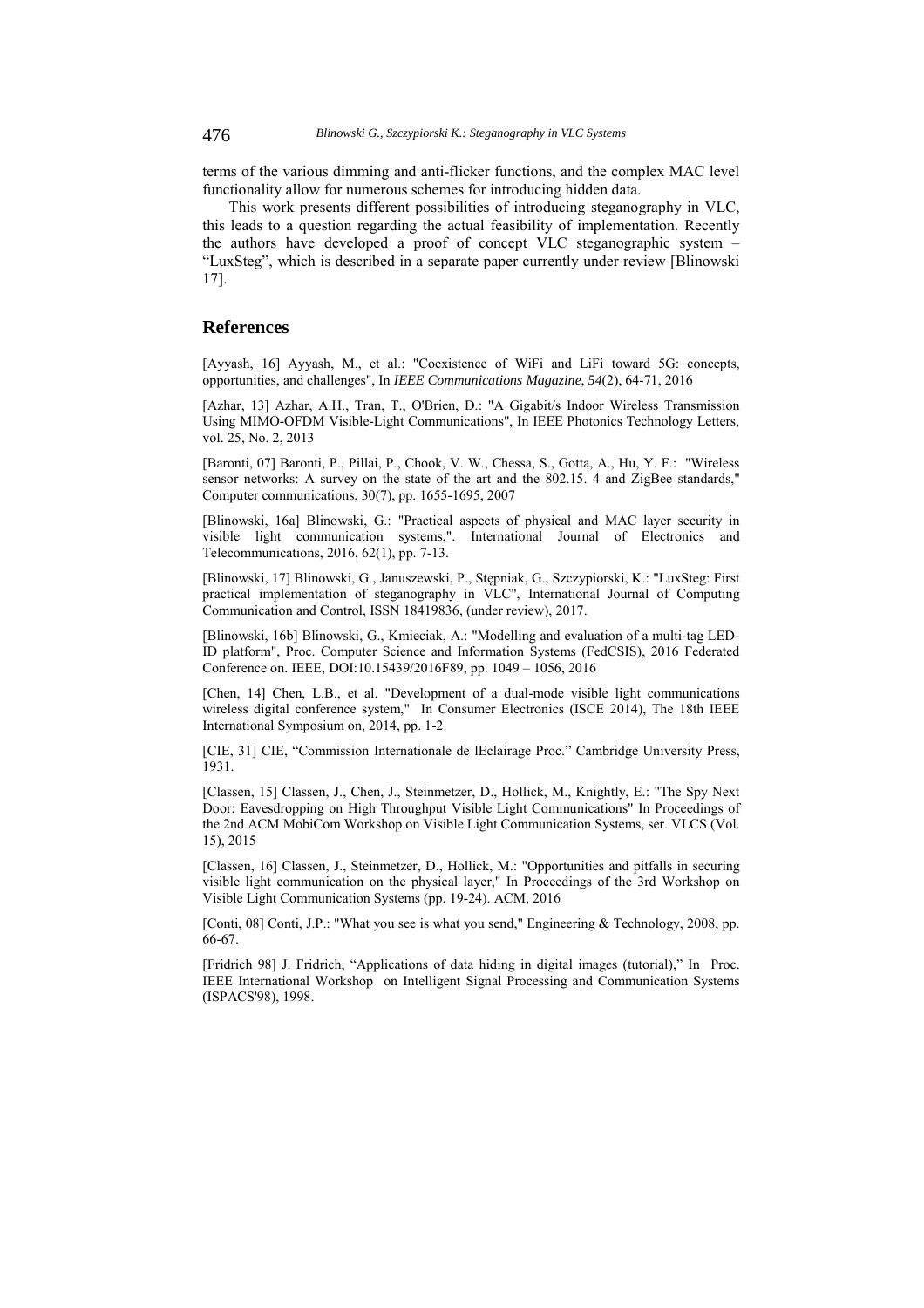terms of the various dimming and anti-flicker functions, and the complex MAC level functionality allow for numerous schemes for introducing hidden data.

This work presents different possibilities of introducing steganography in VLC, this leads to a question regarding the actual feasibility of implementation. Recently the authors have developed a proof of concept VLC steganographic system – "LuxSteg", which is described in a separate paper currently under review [Blinowski 17].

## References

[Ayyash, 16] Ayyash, M., et al.: "Coexistence of WiFi and LiFi toward 5G: concepts, opportunities, and challenges", In *IEEE Communications Magazine*, *54*(2), 64-71, 2016

[Azhar, 13] Azhar, A.H., Tran, T., O'Brien, D.: "A Gigabit/s Indoor Wireless Transmission Using MIMO-OFDM Visible-Light Communications", In IEEE Photonics Technology Letters, vol. 25, No. 2, 2013

[Baronti, 07] Baronti, P., Pillai, P., Chook, V. W., Chessa, S., Gotta, A., Hu, Y. F.: "Wireless sensor networks: A survey on the state of the art and the 802.15. 4 and ZigBee standards," Computer communications, 30(7), pp. 1655-1695, 2007

[Blinowski, 16a] Blinowski, G.: "Practical aspects of physical and MAC layer security in visible light communication systems,". International Journal of Electronics and Telecommunications, 2016, 62(1), pp. 7-13.

[Blinowski, 17] Blinowski, G., Januszewski, P., Stępniak, G., Szczypiorski, K.: "LuxSteg: First practical implementation of steganography in VLC", International Journal of Computing Communication and Control, ISSN 18419836, (under review), 2017.

[Blinowski, 16b] Blinowski, G., Kmieciak, A.: "Modelling and evaluation of a multi-tag LED-ID platform", Proc. Computer Science and Information Systems (FedCSIS), 2016 Federated Conference on. IEEE, DOI:10.15439/2016F89, pp. 1049 – 1056, 2016

[Chen, 14] Chen, L.B., et al. "Development of a dual-mode visible light communications wireless digital conference system," In Consumer Electronics (ISCE 2014), The 18th IEEE International Symposium on, 2014, pp. 1-2.

[CIE, 31] CIE, "Commission Internationale de lEclairage Proc." Cambridge University Press, 1931.

[Classen, 15] Classen, J., Chen, J., Steinmetzer, D., Hollick, M., Knightly, E.: "The Spy Next Door: Eavesdropping on High Throughput Visible Light Communications" In Proceedings of the 2nd ACM MobiCom Workshop on Visible Light Communication Systems, ser. VLCS (Vol. 15), 2015

[Classen, 16] Classen, J., Steinmetzer, D., Hollick, M.: "Opportunities and pitfalls in securing visible light communication on the physical layer," In Proceedings of the 3rd Workshop on Visible Light Communication Systems (pp. 19-24). ACM, 2016

[Conti, 08] Conti, J.P.: "What you see is what you send," Engineering & Technology, 2008, pp. 66-67.

[Fridrich 98] J. Fridrich, "Applications of data hiding in digital images (tutorial)," In Proc. IEEE International Workshop on Intelligent Signal Processing and Communication Systems (ISPACS'98), 1998.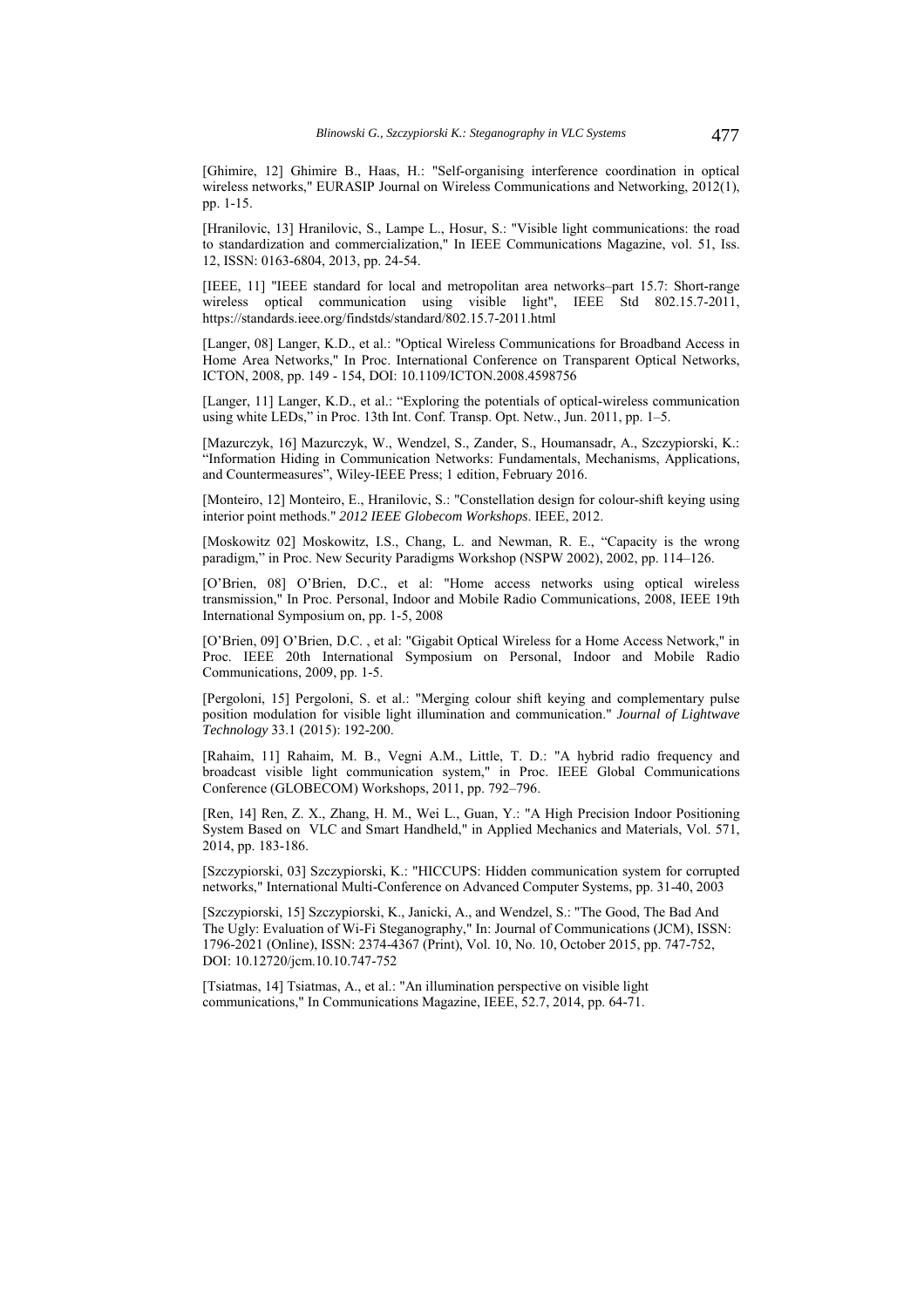[Ghimire, 12] Ghimire B., Haas, H.: "Self-organising interference coordination in optical wireless networks," EURASIP Journal on Wireless Communications and Networking, 2012(1), pp. 1-15.

[Hranilovic, 13] Hranilovic, S., Lampe L., Hosur, S.: "Visible light communications: the road to standardization and commercialization," In IEEE Communications Magazine, vol. 51, Iss. 12, ISSN: 0163-6804, 2013, pp. 24-54.

[IEEE, 11] "IEEE standard for local and metropolitan area networks–part 15.7: Short-range wireless optical communication using visible light", IEEE Std 802.15.7-2011, https://standards.ieee.org/findstds/standard/802.15.7-2011.html

[Langer, 08] Langer, K.D., et al.: "Optical Wireless Communications for Broadband Access in Home Area Networks," In Proc. International Conference on Transparent Optical Networks, ICTON, 2008, pp. 149 - 154, DOI: 10.1109/ICTON.2008.4598756

[Langer, 11] Langer, K.D., et al.: "Exploring the potentials of optical-wireless communication using white LEDs," in Proc. 13th Int. Conf. Transp. Opt. Netw., Jun. 2011, pp. 1–5.

[Mazurczyk, 16] Mazurczyk, W., Wendzel, S., Zander, S., Houmansadr, A., Szczypiorski, K.: "Information Hiding in Communication Networks: Fundamentals, Mechanisms, Applications, and Countermeasures", Wiley-IEEE Press; 1 edition, February 2016.

[Monteiro, 12] Monteiro, E., Hranilovic, S.: "Constellation design for colour-shift keying using interior point methods." *2012 IEEE Globecom Workshops*. IEEE, 2012.

[Moskowitz 02] Moskowitz, I.S., Chang, L. and Newman, R. E., "Capacity is the wrong paradigm," in Proc. New Security Paradigms Workshop (NSPW 2002), 2002, pp. 114–126.

[O'Brien, 08] O'Brien, D.C., et al: "Home access networks using optical wireless transmission," In Proc. Personal, Indoor and Mobile Radio Communications, 2008, IEEE 19th International Symposium on, pp. 1-5, 2008

[O'Brien, 09] O'Brien, D.C. , et al: "Gigabit Optical Wireless for a Home Access Network," in Proc. IEEE 20th International Symposium on Personal, Indoor and Mobile Radio Communications, 2009, pp. 1-5.

[Pergoloni, 15] Pergoloni, S. et al.: "Merging colour shift keying and complementary pulse position modulation for visible light illumination and communication." *Journal of Lightwave Technology* 33.1 (2015): 192-200.

[Rahaim, 11] Rahaim, M. B., Vegni A.M., Little, T. D.: "A hybrid radio frequency and broadcast visible light communication system," in Proc. IEEE Global Communications Conference (GLOBECOM) Workshops, 2011, pp. 792–796.

[Ren, 14] Ren, Z. X., Zhang, H. M., Wei L., Guan, Y.: "A High Precision Indoor Positioning System Based on VLC and Smart Handheld," in Applied Mechanics and Materials, Vol. 571, 2014, pp. 183-186.

[Szczypiorski, 03] Szczypiorski, K.: "HICCUPS: Hidden communication system for corrupted networks," International Multi-Conference on Advanced Computer Systems, pp. 31-40, 2003

[Szczypiorski, 15] Szczypiorski, K., Janicki, A., and Wendzel, S.: "The Good, The Bad And The Ugly: Evaluation of Wi-Fi Steganography," In: Journal of Communications (JCM), ISSN: 1796-2021 (Online), ISSN: 2374-4367 (Print), Vol. 10, No. 10, October 2015, pp. 747-752, DOI: 10.12720/jcm.10.10.747-752

[Tsiatmas, 14] Tsiatmas, A., et al.: "An illumination perspective on visible light communications," In Communications Magazine, IEEE, 52.7, 2014, pp. 64-71.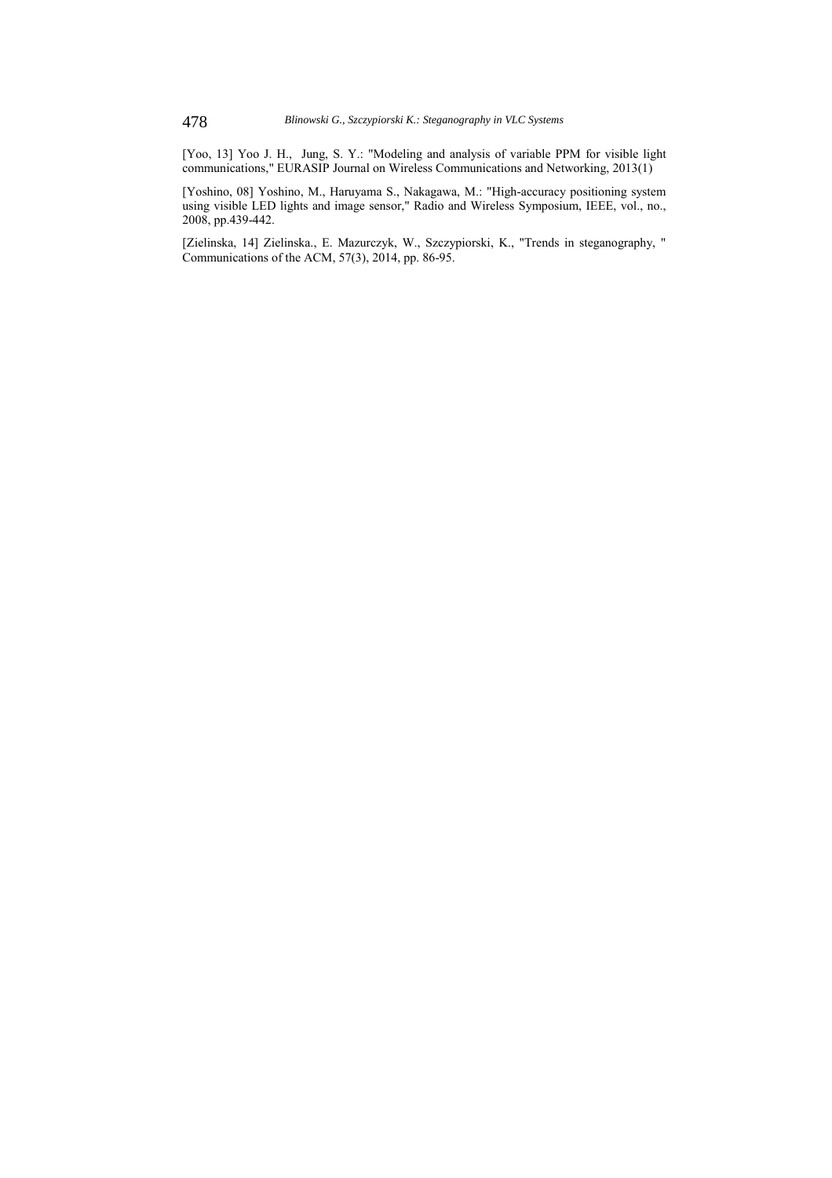[Yoo, 13] Yoo J. H., Jung, S. Y.: "Modeling and analysis of variable PPM for visible light communications," EURASIP Journal on Wireless Communications and Networking, 2013(1)

[Yoshino, 08] Yoshino, M., Haruyama S., Nakagawa, M.: "High-accuracy positioning system using visible LED lights and image sensor," Radio and Wireless Symposium, IEEE, vol., no., 2008, pp.439-442.

[Zielinska, 14] Zielinska., E. Mazurczyk, W., Szczypiorski, K., "Trends in steganography, " Communications of the ACM, 57(3), 2014, pp. 86-95.